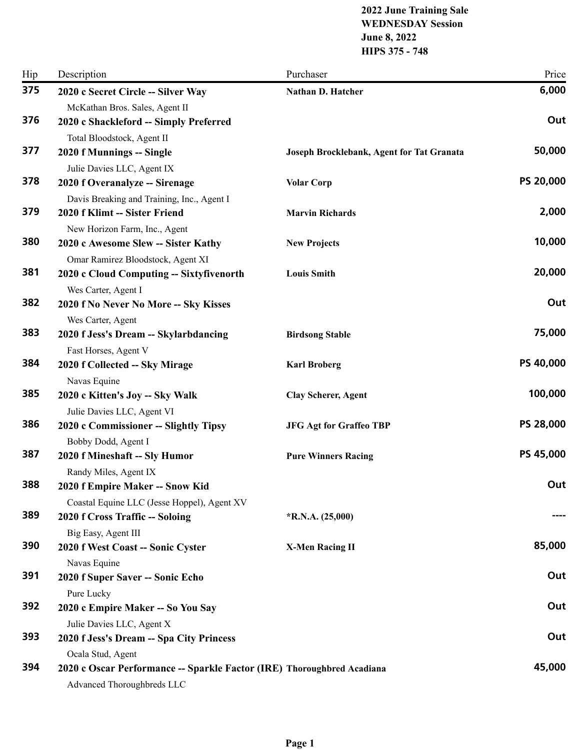**2022 June Training Sale**
**WEDNESDAY Session**
**June 8, 2022**
**HIPS 375 - 748**

| Hip | Description | Purchaser | Price |
|---|---|---|---|
| **375** | **2020 c Secret Circle -- Silver Way**<br>McKathan Bros. Sales, Agent II | **Nathan D. Hatcher** | **6,000** |
| **376** | **2020 c Shackleford -- Simply Preferred**<br>Total Bloodstock, Agent II | | **Out** |
| **377** | **2020 f Munnings -- Single**<br>Julie Davies LLC, Agent IX | **Joseph Brocklebank, Agent for Tat Granata** | **50,000** |
| **378** | **2020 f Overanalyze -- Sirenage**<br>Davis Breaking and Training, Inc., Agent I | **Volar Corp** | **PS 20,000** |
| **379** | **2020 f Klimt -- Sister Friend**<br>New Horizon Farm, Inc., Agent | **Marvin Richards** | **2,000** |
| **380** | **2020 c Awesome Slew -- Sister Kathy**<br>Omar Ramirez Bloodstock, Agent XI | **New Projects** | **10,000** |
| **381** | **2020 c Cloud Computing -- Sixtyfivenorth**<br>Wes Carter, Agent I | **Louis Smith** | **20,000** |
| **382** | **2020 f No Never No More -- Sky Kisses**<br>Wes Carter, Agent | | **Out** |
| **383** | **2020 f Jess's Dream -- Skylarbdancing**<br>Fast Horses, Agent V | **Birdsong Stable** | **75,000** |
| **384** | **2020 f Collected -- Sky Mirage**<br>Navas Equine | **Karl Broberg** | **PS 40,000** |
| **385** | **2020 c Kitten's Joy -- Sky Walk**<br>Julie Davies LLC, Agent VI | **Clay Scherer, Agent** | **100,000** |
| **386** | **2020 c Commissioner -- Slightly Tipsy**<br>Bobby Dodd, Agent I | **JFG Agt for Graffeo TBP** | **PS 28,000** |
| **387** | **2020 f Mineshaft -- Sly Humor**<br>Randy Miles, Agent IX | **Pure Winners Racing** | **PS 45,000** |
| **388** | **2020 f Empire Maker -- Snow Kid**<br>Coastal Equine LLC (Jesse Hoppel), Agent XV | | **Out** |
| **389** | **2020 f Cross Traffic -- Soloing**<br>Big Easy, Agent III | ***R.N.A. (25,000)** | **----** |
| **390** | **2020 f West Coast -- Sonic Cyster**<br>Navas Equine | **X-Men Racing II** | **85,000** |
| **391** | **2020 f Super Saver -- Sonic Echo**<br>Pure Lucky | | **Out** |
| **392** | **2020 c Empire Maker -- So You Say**<br>Julie Davies LLC, Agent X | | **Out** |
| **393** | **2020 f Jess's Dream -- Spa City Princess**<br>Ocala Stud, Agent | | **Out** |
| **394** | **2020 c Oscar Performance -- Sparkle Factor (IRE)**<br>Advanced Thoroughbreds LLC | **Thoroughbred Acadiana** | **45,000** |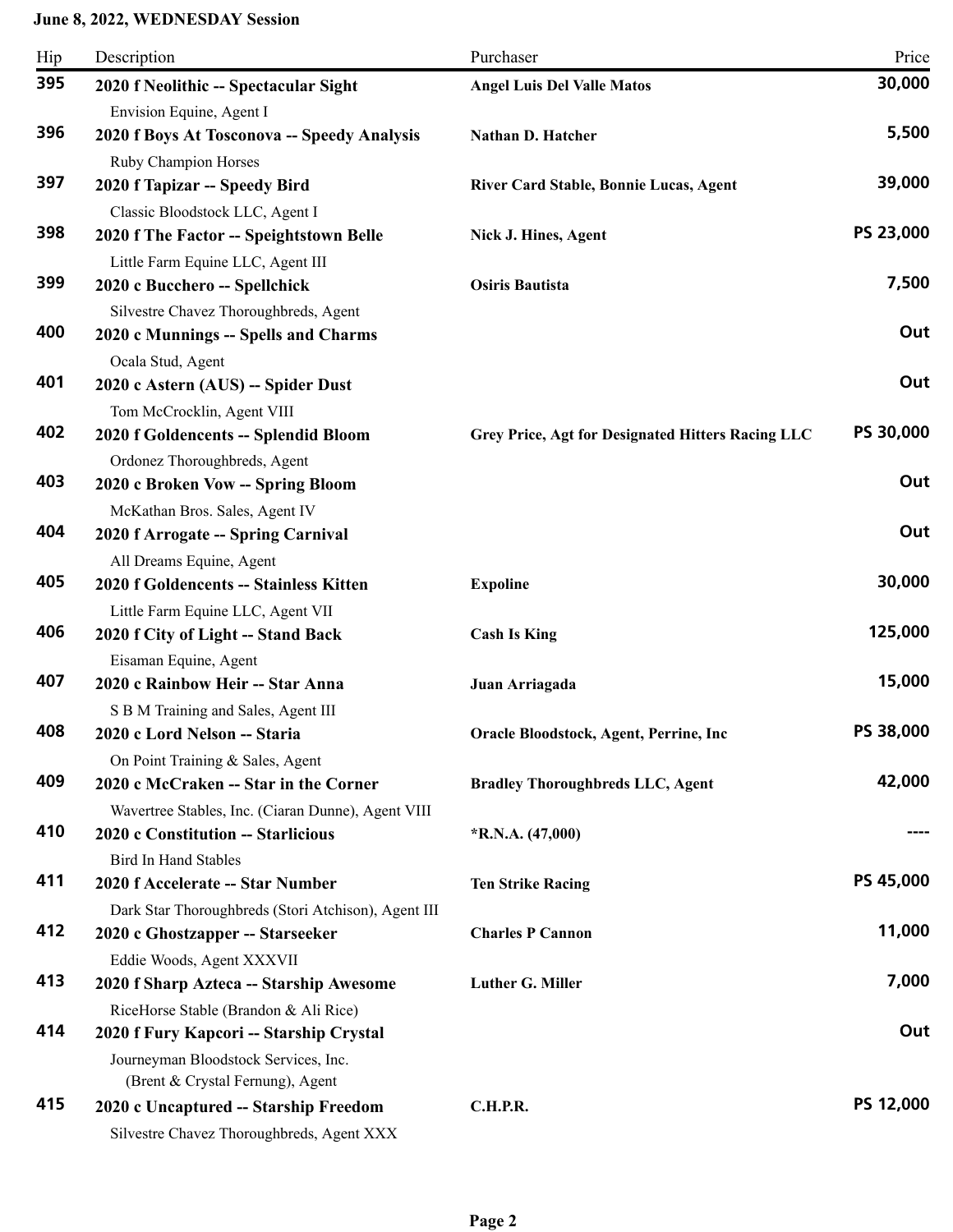**June 8, 2022, WEDNESDAY Session**

| Hip | Description | Purchaser | Price |
|---|---|---|---|
| 395 | **2020 f Neolithic -- Spectacular Sight**<br>Envision Equine, Agent I | **Angel Luis Del Valle Matos** | **30,000** |
| 396 | **2020 f Boys At Tosconova -- Speedy Analysis**<br>Ruby Champion Horses | **Nathan D. Hatcher** | **5,500** |
| 397 | **2020 f Tapizar -- Speedy Bird**<br>Classic Bloodstock LLC, Agent I | **River Card Stable, Bonnie Lucas, Agent** | **39,000** |
| 398 | **2020 f The Factor -- Speightstown Belle**<br>Little Farm Equine LLC, Agent III | **Nick J. Hines, Agent** | **PS 23,000** |
| 399 | **2020 c Bucchero -- Spellchick**<br>Silvestre Chavez Thoroughbreds, Agent | **Osiris Bautista** | **7,500** |
| 400 | **2020 c Munnings -- Spells and Charms**<br>Ocala Stud, Agent | | **Out** |
| 401 | **2020 c Astern (AUS) -- Spider Dust**<br>Tom McCrocklin, Agent VIII | | **Out** |
| 402 | **2020 f Goldencents -- Splendid Bloom**<br>Ordonez Thoroughbreds, Agent | **Grey Price, Agt for Designated Hitters Racing LLC** | **PS 30,000** |
| 403 | **2020 c Broken Vow -- Spring Bloom**<br>McKathan Bros. Sales, Agent IV | | **Out** |
| 404 | **2020 f Arrogate -- Spring Carnival**<br>All Dreams Equine, Agent | | **Out** |
| 405 | **2020 f Goldencents -- Stainless Kitten**<br>Little Farm Equine LLC, Agent VII | **Expoline** | **30,000** |
| 406 | **2020 f City of Light -- Stand Back**<br>Eisaman Equine, Agent | **Cash Is King** | **125,000** |
| 407 | **2020 c Rainbow Heir -- Star Anna**<br>S B M Training and Sales, Agent III | **Juan Arriagada** | **15,000** |
| 408 | **2020 c Lord Nelson -- Staria**<br>On Point Training & Sales, Agent | **Oracle Bloodstock, Agent, Perrine, Inc** | **PS 38,000** |
| 409 | **2020 c McCraken -- Star in the Corner**<br>Wavertree Stables, Inc. (Ciaran Dunne), Agent VIII | **Bradley Thoroughbreds LLC, Agent** | **42,000** |
| 410 | **2020 c Constitution -- Starlicious**<br>Bird In Hand Stables | **\*R.N.A. (47,000)** | **----** |
| 411 | **2020 f Accelerate -- Star Number**<br>Dark Star Thoroughbreds (Stori Atchison), Agent III | **Ten Strike Racing** | **PS 45,000** |
| 412 | **2020 c Ghostzapper -- Starseeker**<br>Eddie Woods, Agent XXXVII | **Charles P Cannon** | **11,000** |
| 413 | **2020 f Sharp Azteca -- Starship Awesome**<br>RiceHorse Stable (Brandon & Ali Rice) | **Luther G. Miller** | **7,000** |
| 414 | **2020 f Fury Kapcori -- Starship Crystal**<br>Journeyman Bloodstock Services, Inc. (Brent & Crystal Fernung), Agent | | **Out** |
| 415 | **2020 c Uncaptured -- Starship Freedom**<br>Silvestre Chavez Thoroughbreds, Agent XXX | **C.H.P.R.** | **PS 12,000** |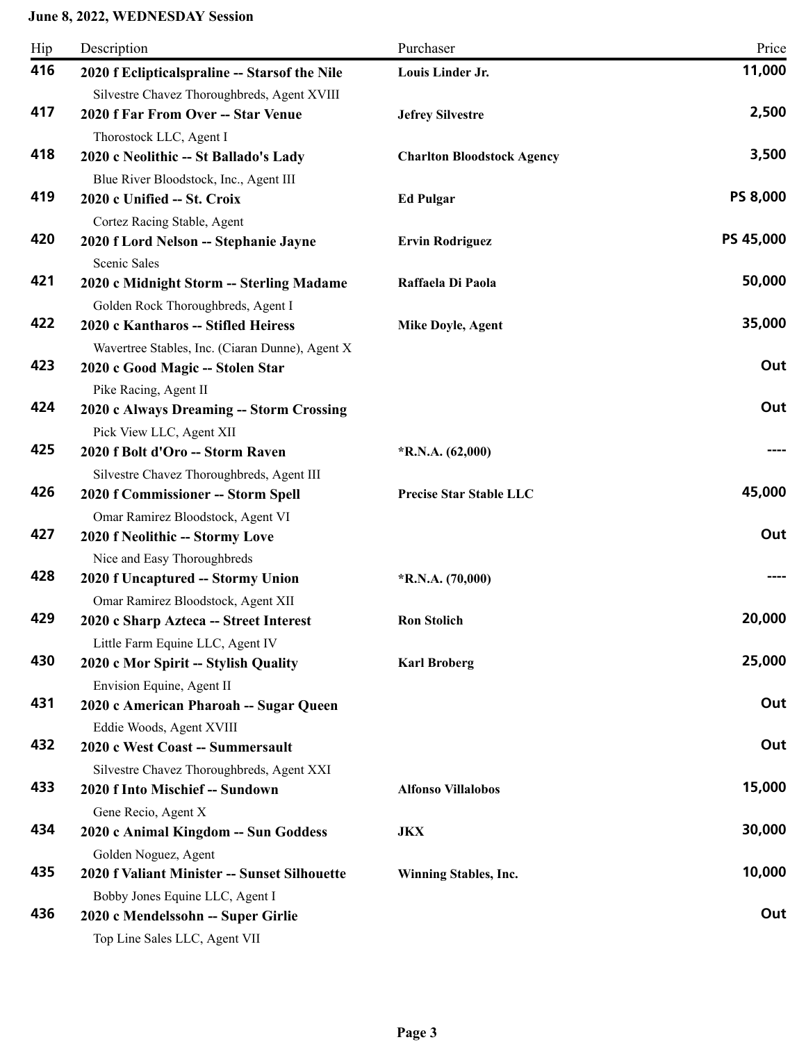**June 8, 2022, WEDNESDAY Session**

| Hip | Description | Purchaser | Price |
|---|---|---|---|
| 416 | **2020 f Eclipticalspraline -- Starsof the Nile**<br>Silvestre Chavez Thoroughbreds, Agent XVIII | **Louis Linder Jr.** | **11,000** |
| 417 | **2020 f Far From Over -- Star Venue**<br>Thorostock LLC, Agent I | **Jefrey Silvestre** | **2,500** |
| 418 | **2020 c Neolithic -- St Ballado's Lady**<br>Blue River Bloodstock, Inc., Agent III | **Charlton Bloodstock Agency** | **3,500** |
| 419 | **2020 c Unified -- St. Croix**<br>Cortez Racing Stable, Agent | **Ed Pulgar** | **PS 8,000** |
| 420 | **2020 f Lord Nelson -- Stephanie Jayne**<br>Scenic Sales | **Ervin Rodriguez** | **PS 45,000** |
| 421 | **2020 c Midnight Storm -- Sterling Madame**<br>Golden Rock Thoroughbreds, Agent I | **Raffaela Di Paola** | **50,000** |
| 422 | **2020 c Kantharos -- Stifled Heiress**<br>Wavertree Stables, Inc. (Ciaran Dunne), Agent X | **Mike Doyle, Agent** | **35,000** |
| 423 | **2020 c Good Magic -- Stolen Star**<br>Pike Racing, Agent II | | **Out** |
| 424 | **2020 c Always Dreaming -- Storm Crossing**<br>Pick View LLC, Agent XII | | **Out** |
| 425 | **2020 f Bolt d'Oro -- Storm Raven**<br>Silvestre Chavez Thoroughbreds, Agent III | ***R.N.A. (62,000)** | **----** |
| 426 | **2020 f Commissioner -- Storm Spell**<br>Omar Ramirez Bloodstock, Agent VI | **Precise Star Stable LLC** | **45,000** |
| 427 | **2020 f Neolithic -- Stormy Love**<br>Nice and Easy Thoroughbreds | | **Out** |
| 428 | **2020 f Uncaptured -- Stormy Union**<br>Omar Ramirez Bloodstock, Agent XII | ***R.N.A. (70,000)** | **----** |
| 429 | **2020 c Sharp Azteca -- Street Interest**<br>Little Farm Equine LLC, Agent IV | **Ron Stolich** | **20,000** |
| 430 | **2020 c Mor Spirit -- Stylish Quality**<br>Envision Equine, Agent II | **Karl Broberg** | **25,000** |
| 431 | **2020 c American Pharoah -- Sugar Queen**<br>Eddie Woods, Agent XVIII | | **Out** |
| 432 | **2020 c West Coast -- Summersault**<br>Silvestre Chavez Thoroughbreds, Agent XXI | | **Out** |
| 433 | **2020 f Into Mischief -- Sundown**<br>Gene Recio, Agent X | **Alfonso Villalobos** | **15,000** |
| 434 | **2020 c Animal Kingdom -- Sun Goddess**<br>Golden Noguez, Agent | **JKX** | **30,000** |
| 435 | **2020 f Valiant Minister -- Sunset Silhouette**<br>Bobby Jones Equine LLC, Agent I | **Winning Stables, Inc.** | **10,000** |
| 436 | **2020 c Mendelssohn -- Super Girlie**<br>Top Line Sales LLC, Agent VII | | **Out** |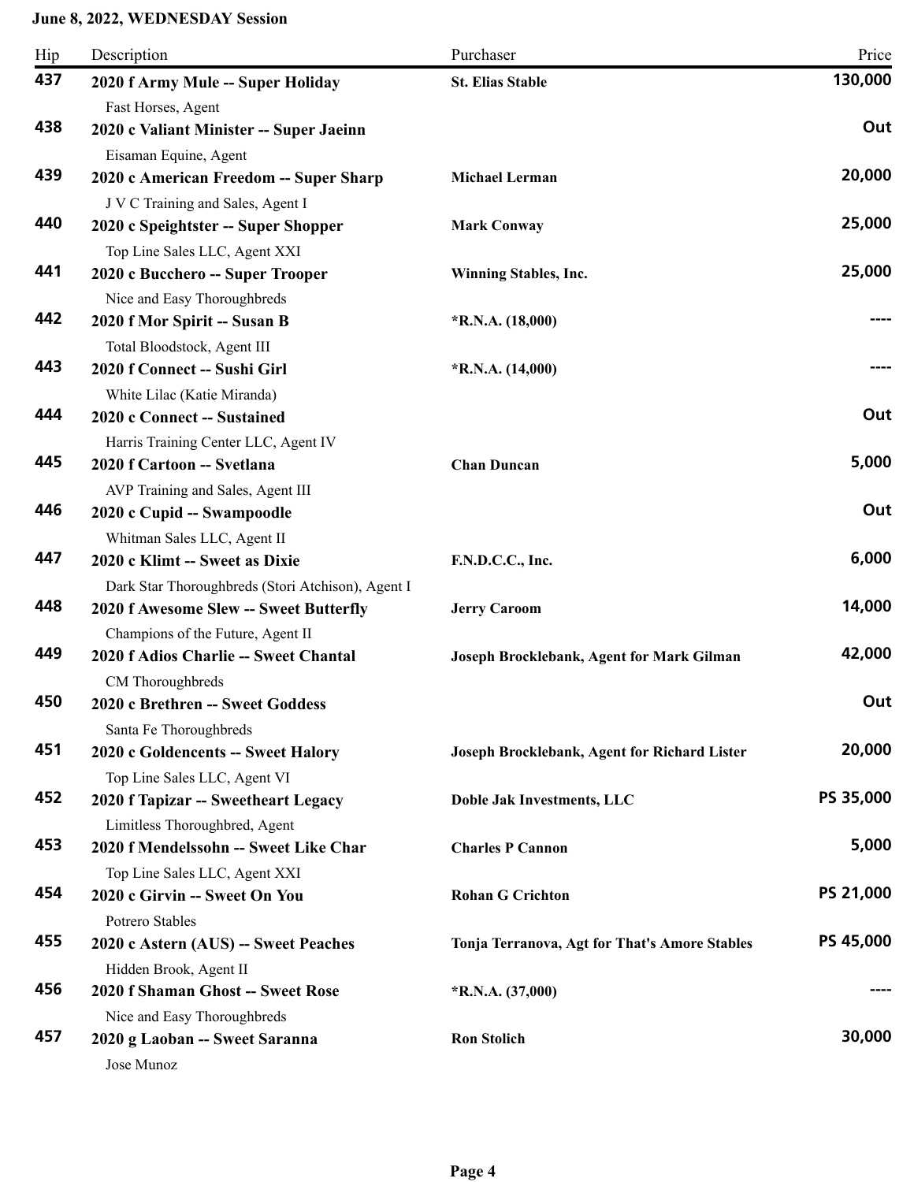**June 8, 2022, WEDNESDAY Session**

| Hip | Description | Purchaser | Price |
|---|---|---|---|
| 437 | **2020 f Army Mule -- Super Holiday**<br>Fast Horses, Agent | **St. Elias Stable** | **130,000** |
| 438 | **2020 c Valiant Minister -- Super Jaeinn**<br>Eisaman Equine, Agent | | **Out** |
| 439 | **2020 c American Freedom -- Super Sharp**<br>J V C Training and Sales, Agent I | **Michael Lerman** | **20,000** |
| 440 | **2020 c Speightster -- Super Shopper**<br>Top Line Sales LLC, Agent XXI | **Mark Conway** | **25,000** |
| 441 | **2020 c Bucchero -- Super Trooper**<br>Nice and Easy Thoroughbreds | **Winning Stables, Inc.** | **25,000** |
| 442 | **2020 f Mor Spirit -- Susan B**<br>Total Bloodstock, Agent III | ***R.N.A. (18,000)** | **----** |
| 443 | **2020 f Connect -- Sushi Girl**<br>White Lilac (Katie Miranda) | ***R.N.A. (14,000)** | **----** |
| 444 | **2020 c Connect -- Sustained**<br>Harris Training Center LLC, Agent IV | | **Out** |
| 445 | **2020 f Cartoon -- Svetlana**<br>AVP Training and Sales, Agent III | **Chan Duncan** | **5,000** |
| 446 | **2020 c Cupid -- Swampoodle**<br>Whitman Sales LLC, Agent II | | **Out** |
| 447 | **2020 c Klimt -- Sweet as Dixie**<br>Dark Star Thoroughbreds (Stori Atchison), Agent I | **F.N.D.C.C., Inc.** | **6,000** |
| 448 | **2020 f Awesome Slew -- Sweet Butterfly**<br>Champions of the Future, Agent II | **Jerry Caroom** | **14,000** |
| 449 | **2020 f Adios Charlie -- Sweet Chantal**<br>CM Thoroughbreds | **Joseph Brocklebank, Agent for Mark Gilman** | **42,000** |
| 450 | **2020 c Brethren -- Sweet Goddess**<br>Santa Fe Thoroughbreds | | **Out** |
| 451 | **2020 c Goldencents -- Sweet Halory**<br>Top Line Sales LLC, Agent VI | **Joseph Brocklebank, Agent for Richard Lister** | **20,000** |
| 452 | **2020 f Tapizar -- Sweetheart Legacy**<br>Limitless Thoroughbred, Agent | **Doble Jak Investments, LLC** | **PS 35,000** |
| 453 | **2020 f Mendelssohn -- Sweet Like Char**<br>Top Line Sales LLC, Agent XXI | **Charles P Cannon** | **5,000** |
| 454 | **2020 c Girvin -- Sweet On You**<br>Potrero Stables | **Rohan G Crichton** | **PS 21,000** |
| 455 | **2020 c Astern (AUS) -- Sweet Peaches**<br>Hidden Brook, Agent II | **Tonja Terranova, Agt for That's Amore Stables** | **PS 45,000** |
| 456 | **2020 f Shaman Ghost -- Sweet Rose**<br>Nice and Easy Thoroughbreds | ***R.N.A. (37,000)** | **----** |
| 457 | **2020 g Laoban -- Sweet Saranna**<br>Jose Munoz | **Ron Stolich** | **30,000** |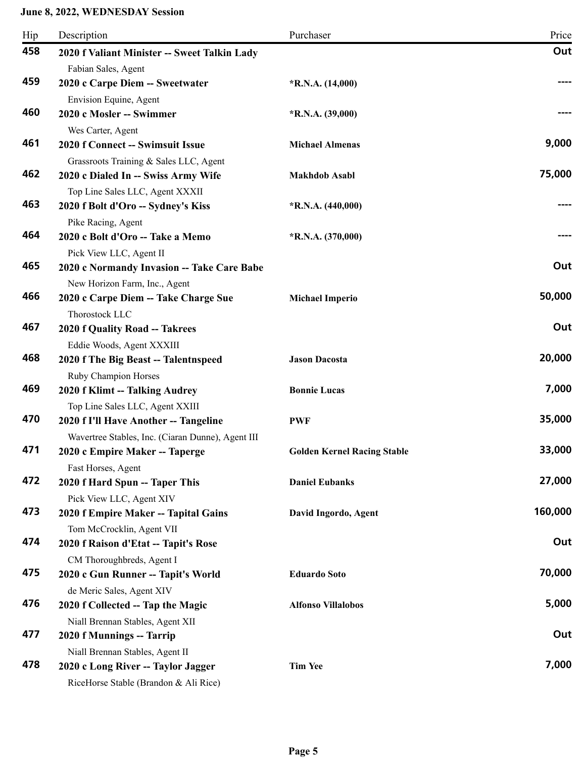**June 8, 2022, WEDNESDAY Session**

| Hip | Description | Purchaser | Price |
|---|---|---|---|
| 458 | **2020 f Valiant Minister -- Sweet Talkin Lady**<br>Fabian Sales, Agent | | **Out** |
| 459 | **2020 c Carpe Diem -- Sweetwater**<br>Envision Equine, Agent | ***R.N.A. (14,000)** | ---- |
| 460 | **2020 c Mosler -- Swimmer**<br>Wes Carter, Agent | ***R.N.A. (39,000)** | ---- |
| 461 | **2020 f Connect -- Swimsuit Issue**<br>Grassroots Training & Sales LLC, Agent | **Michael Almenas** | 9,000 |
| 462 | **2020 c Dialed In -- Swiss Army Wife**<br>Top Line Sales LLC, Agent XXXII | **Makhdob Asabl** | 75,000 |
| 463 | **2020 f Bolt d'Oro -- Sydney's Kiss**<br>Pike Racing, Agent | ***R.N.A. (440,000)** | ---- |
| 464 | **2020 c Bolt d'Oro -- Take a Memo**<br>Pick View LLC, Agent II | ***R.N.A. (370,000)** | ---- |
| 465 | **2020 c Normandy Invasion -- Take Care Babe**<br>New Horizon Farm, Inc., Agent | | **Out** |
| 466 | **2020 c Carpe Diem -- Take Charge Sue**<br>Thorostock LLC | **Michael Imperio** | 50,000 |
| 467 | **2020 f Quality Road -- Takrees**<br>Eddie Woods, Agent XXXIII | | **Out** |
| 468 | **2020 f The Big Beast -- Talentnspeed**<br>Ruby Champion Horses | **Jason Dacosta** | 20,000 |
| 469 | **2020 f Klimt -- Talking Audrey**<br>Top Line Sales LLC, Agent XXIII | **Bonnie Lucas** | 7,000 |
| 470 | **2020 f I'll Have Another -- Tangeline**<br>Wavertree Stables, Inc. (Ciaran Dunne), Agent III | **PWF** | 35,000 |
| 471 | **2020 c Empire Maker -- Taperge**<br>Fast Horses, Agent | **Golden Kernel Racing Stable** | 33,000 |
| 472 | **2020 f Hard Spun -- Taper This**<br>Pick View LLC, Agent XIV | **Daniel Eubanks** | 27,000 |
| 473 | **2020 f Empire Maker -- Tapital Gains**<br>Tom McCrocklin, Agent VII | **David Ingordo, Agent** | 160,000 |
| 474 | **2020 f Raison d'Etat -- Tapit's Rose**<br>CM Thoroughbreds, Agent I | | **Out** |
| 475 | **2020 c Gun Runner -- Tapit's World**<br>de Meric Sales, Agent XIV | **Eduardo Soto** | 70,000 |
| 476 | **2020 f Collected -- Tap the Magic**<br>Niall Brennan Stables, Agent XII | **Alfonso Villalobos** | 5,000 |
| 477 | **2020 f Munnings -- Tarrip**<br>Niall Brennan Stables, Agent II | | **Out** |
| 478 | **2020 c Long River -- Taylor Jagger**<br>RiceHorse Stable (Brandon & Ali Rice) | **Tim Yee** | 7,000 |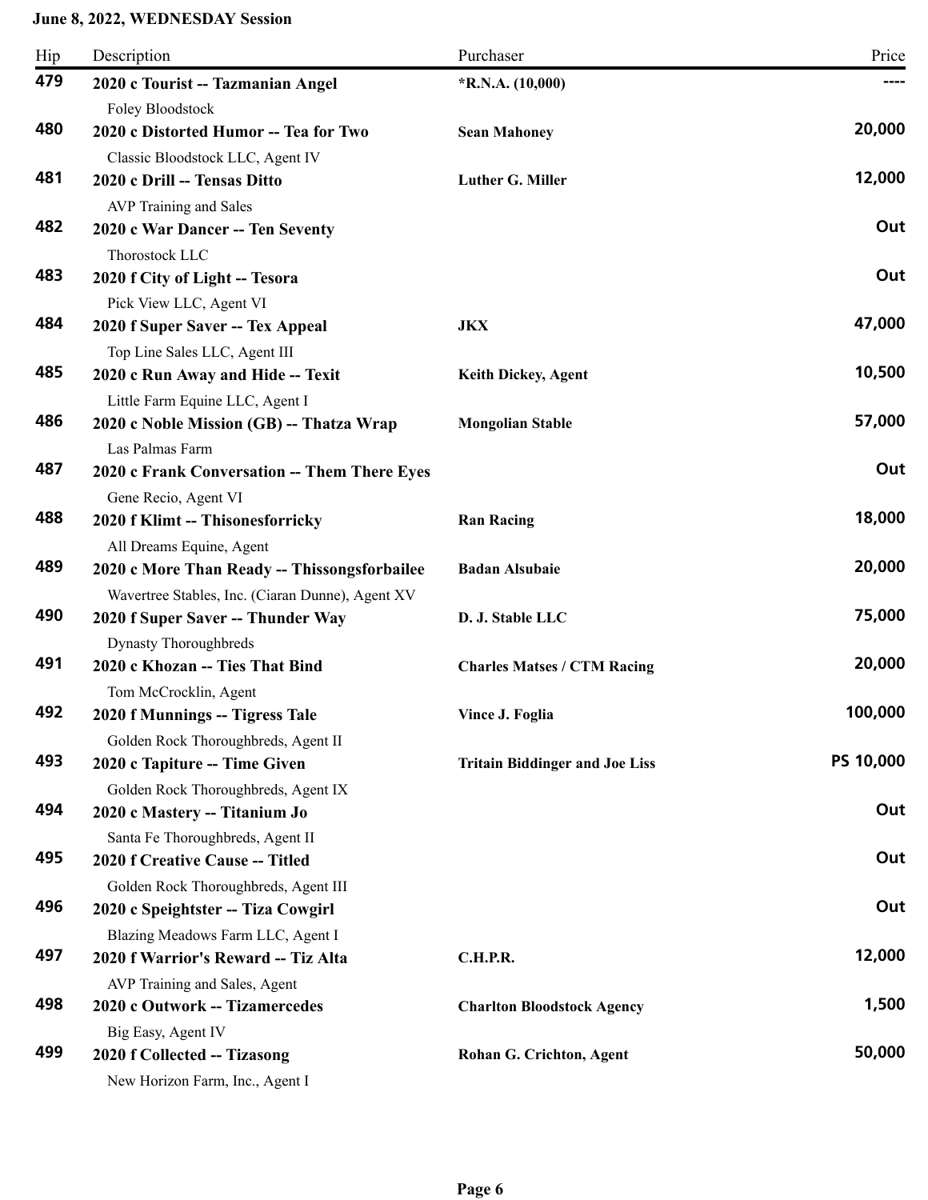**June 8, 2022, WEDNESDAY Session**

| Hip | Description | Purchaser | Price |
| --- | --- | --- | --- |
| 479 | **2020 c Tourist -- Tazmanian Angel**<br>Foley Bloodstock | ***R.N.A. (10,000)** | ---- |
| 480 | **2020 c Distorted Humor -- Tea for Two**<br>Classic Bloodstock LLC, Agent IV | **Sean Mahoney** | **20,000** |
| 481 | **2020 c Drill -- Tensas Ditto**<br>AVP Training and Sales | **Luther G. Miller** | **12,000** |
| 482 | **2020 c War Dancer -- Ten Seventy**<br>Thorostock LLC | | **Out** |
| 483 | **2020 f City of Light -- Tesora**<br>Pick View LLC, Agent VI | | **Out** |
| 484 | **2020 f Super Saver -- Tex Appeal**<br>Top Line Sales LLC, Agent III | **JKX** | **47,000** |
| 485 | **2020 c Run Away and Hide -- Texit**<br>Little Farm Equine LLC, Agent I | **Keith Dickey, Agent** | **10,500** |
| 486 | **2020 c Noble Mission (GB) -- Thatza Wrap**<br>Las Palmas Farm | **Mongolian Stable** | **57,000** |
| 487 | **2020 c Frank Conversation -- Them There Eyes**<br>Gene Recio, Agent VI | | **Out** |
| 488 | **2020 f Klimt -- Thisonesforricky**<br>All Dreams Equine, Agent | **Ran Racing** | **18,000** |
| 489 | **2020 c More Than Ready -- Thissongsforbailee**<br>Wavertree Stables, Inc. (Ciaran Dunne), Agent XV | **Badan Alsubaie** | **20,000** |
| 490 | **2020 f Super Saver -- Thunder Way**<br>Dynasty Thoroughbreds | **D. J. Stable LLC** | **75,000** |
| 491 | **2020 c Khozan -- Ties That Bind**<br>Tom McCrocklin, Agent | **Charles Matses / CTM Racing** | **20,000** |
| 492 | **2020 f Munnings -- Tigress Tale**<br>Golden Rock Thoroughbreds, Agent II | **Vince J. Foglia** | **100,000** |
| 493 | **2020 c Tapiture -- Time Given**<br>Golden Rock Thoroughbreds, Agent IX | **Tritain Biddinger and Joe Liss** | **PS 10,000** |
| 494 | **2020 c Mastery -- Titanium Jo**<br>Santa Fe Thoroughbreds, Agent II | | **Out** |
| 495 | **2020 f Creative Cause -- Titled**<br>Golden Rock Thoroughbreds, Agent III | | **Out** |
| 496 | **2020 c Speightster -- Tiza Cowgirl**<br>Blazing Meadows Farm LLC, Agent I | | **Out** |
| 497 | **2020 f Warrior's Reward -- Tiz Alta**<br>AVP Training and Sales, Agent | **C.H.P.R.** | **12,000** |
| 498 | **2020 c Outwork -- Tizamercedes**<br>Big Easy, Agent IV | **Charlton Bloodstock Agency** | **1,500** |
| 499 | **2020 f Collected -- Tizasong**<br>New Horizon Farm, Inc., Agent I | **Rohan G. Crichton, Agent** | **50,000** |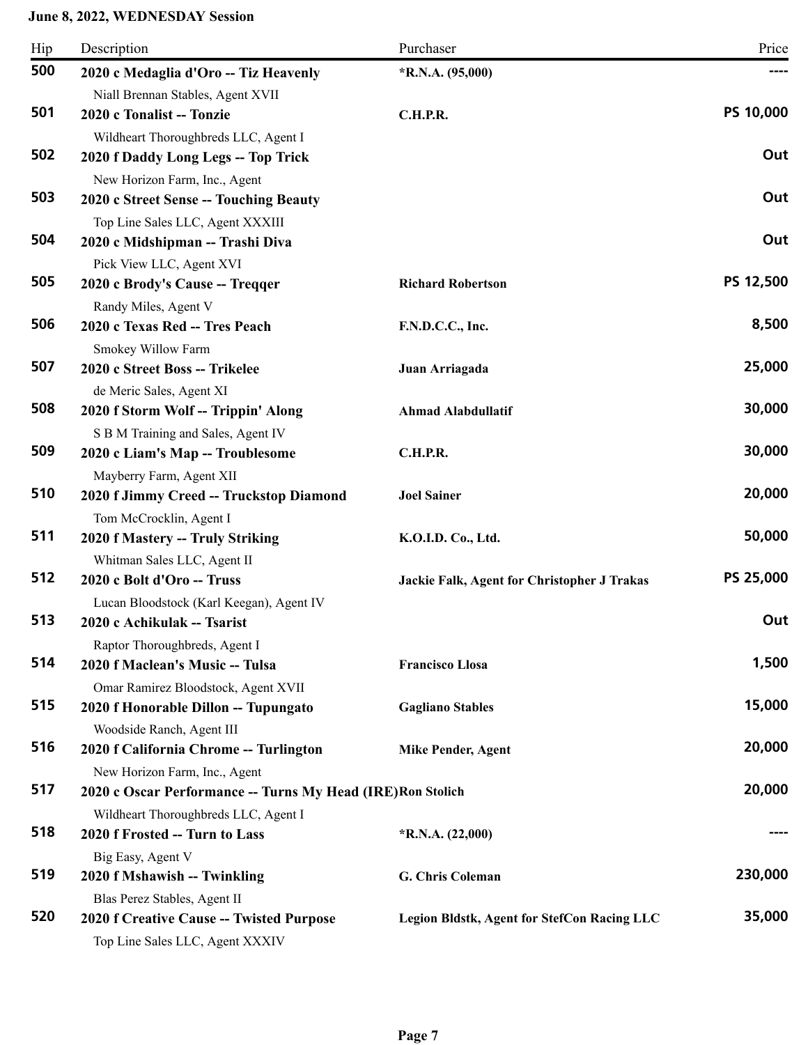**June 8, 2022, WEDNESDAY Session**

| Hip | Description | Purchaser | Price |
|---|---|---|---|
| 500 | **2020 c Medaglia d'Oro -- Tiz Heavenly**<br>Niall Brennan Stables, Agent XVII | *R.N.A. (95,000) | ---- |
| 501 | **2020 c Tonalist -- Tonzie**<br>Wildheart Thoroughbreds LLC, Agent I | C.H.P.R. | PS 10,000 |
| 502 | **2020 f Daddy Long Legs -- Top Trick**<br>New Horizon Farm, Inc., Agent | | Out |
| 503 | **2020 c Street Sense -- Touching Beauty**<br>Top Line Sales LLC, Agent XXXIII | | Out |
| 504 | **2020 c Midshipman -- Trashi Diva**<br>Pick View LLC, Agent XVI | | Out |
| 505 | **2020 c Brody's Cause -- Treqqer**<br>Randy Miles, Agent V | Richard Robertson | PS 12,500 |
| 506 | **2020 c Texas Red -- Tres Peach**<br>Smokey Willow Farm | F.N.D.C.C., Inc. | 8,500 |
| 507 | **2020 c Street Boss -- Trikelee**<br>de Meric Sales, Agent XI | Juan Arriagada | 25,000 |
| 508 | **2020 f Storm Wolf -- Trippin' Along**<br>S B M Training and Sales, Agent IV | Ahmad Alabdullatif | 30,000 |
| 509 | **2020 c Liam's Map -- Troublesome**<br>Mayberry Farm, Agent XII | C.H.P.R. | 30,000 |
| 510 | **2020 f Jimmy Creed -- Truckstop Diamond**<br>Tom McCrocklin, Agent I | Joel Sainer | 20,000 |
| 511 | **2020 f Mastery -- Truly Striking**<br>Whitman Sales LLC, Agent II | K.O.I.D. Co., Ltd. | 50,000 |
| 512 | **2020 c Bolt d'Oro -- Truss**<br>Lucan Bloodstock (Karl Keegan), Agent IV | Jackie Falk, Agent for Christopher J Trakas | PS 25,000 |
| 513 | **2020 c Achikulak -- Tsarist**<br>Raptor Thoroughbreds, Agent I | | Out |
| 514 | **2020 f Maclean's Music -- Tulsa**<br>Omar Ramirez Bloodstock, Agent XVII | Francisco Llosa | 1,500 |
| 515 | **2020 f Honorable Dillon -- Tupungato**<br>Woodside Ranch, Agent III | Gagliano Stables | 15,000 |
| 516 | **2020 f California Chrome -- Turlington**<br>New Horizon Farm, Inc., Agent | Mike Pender, Agent | 20,000 |
| 517 | **2020 c Oscar Performance -- Turns My Head (IRE)**<br>Wildheart Thoroughbreds LLC, Agent I | Ron Stolich | 20,000 |
| 518 | **2020 f Frosted -- Turn to Lass**<br>Big Easy, Agent V | *R.N.A. (22,000) | ---- |
| 519 | **2020 f Mshawish -- Twinkling**<br>Blas Perez Stables, Agent II | G. Chris Coleman | 230,000 |
| 520 | **2020 f Creative Cause -- Twisted Purpose**<br>Top Line Sales LLC, Agent XXXIV | Legion Bldstk, Agent for StefCon Racing LLC | 35,000 |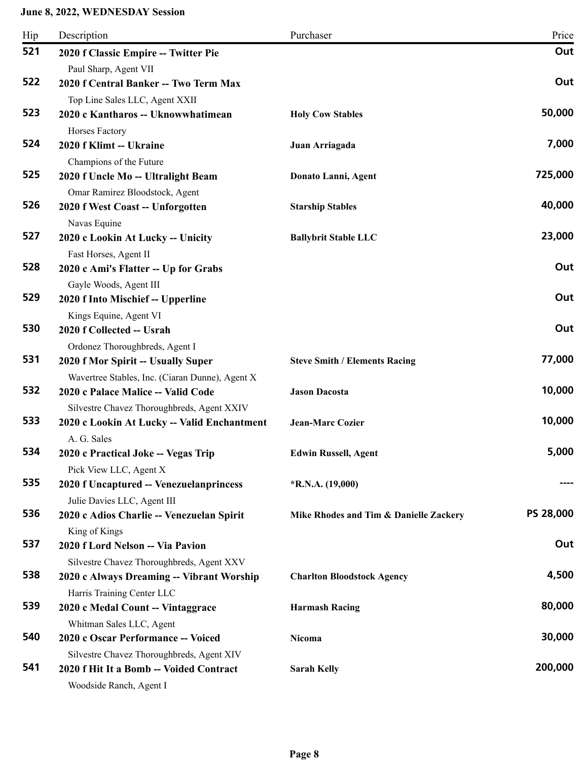**June 8, 2022, WEDNESDAY Session**

| Hip | Description | Purchaser | Price |
|---|---|---|---|
| 521 | **2020 f Classic Empire -- Twitter Pie**<br>Paul Sharp, Agent VII | | **Out** |
| 522 | **2020 f Central Banker -- Two Term Max**<br>Top Line Sales LLC, Agent XXII | | **Out** |
| 523 | **2020 c Kantharos -- Uknowwhatimean**<br>Horses Factory | **Holy Cow Stables** | **50,000** |
| 524 | **2020 f Klimt -- Ukraine**<br>Champions of the Future | **Juan Arriagada** | **7,000** |
| 525 | **2020 f Uncle Mo -- Ultralight Beam**<br>Omar Ramirez Bloodstock, Agent | **Donato Lanni, Agent** | **725,000** |
| 526 | **2020 f West Coast -- Unforgotten**<br>Navas Equine | **Starship Stables** | **40,000** |
| 527 | **2020 c Lookin At Lucky -- Unicity**<br>Fast Horses, Agent II | **Ballybrit Stable LLC** | **23,000** |
| 528 | **2020 c Ami's Flatter -- Up for Grabs**<br>Gayle Woods, Agent III | | **Out** |
| 529 | **2020 f Into Mischief -- Upperline**<br>Kings Equine, Agent VI | | **Out** |
| 530 | **2020 f Collected -- Usrah**<br>Ordonez Thoroughbreds, Agent I | | **Out** |
| 531 | **2020 f Mor Spirit -- Usually Super**<br>Wavertree Stables, Inc. (Ciaran Dunne), Agent X | **Steve Smith / Elements Racing** | **77,000** |
| 532 | **2020 c Palace Malice -- Valid Code**<br>Silvestre Chavez Thoroughbreds, Agent XXIV | **Jason Dacosta** | **10,000** |
| 533 | **2020 c Lookin At Lucky -- Valid Enchantment**<br>A. G. Sales | **Jean-Marc Cozier** | **10,000** |
| 534 | **2020 c Practical Joke -- Vegas Trip**<br>Pick View LLC, Agent X | **Edwin Russell, Agent** | **5,000** |
| 535 | **2020 f Uncaptured -- Venezuelanprincess**<br>Julie Davies LLC, Agent III | **\*R.N.A. (19,000)** | **----** |
| 536 | **2020 c Adios Charlie -- Venezuelan Spirit**<br>King of Kings | **Mike Rhodes and Tim & Danielle Zackery** | **PS 28,000** |
| 537 | **2020 f Lord Nelson -- Via Pavion**<br>Silvestre Chavez Thoroughbreds, Agent XXV | | **Out** |
| 538 | **2020 c Always Dreaming -- Vibrant Worship**<br>Harris Training Center LLC | **Charlton Bloodstock Agency** | **4,500** |
| 539 | **2020 c Medal Count -- Vintaggrace**<br>Whitman Sales LLC, Agent | **Harmash Racing** | **80,000** |
| 540 | **2020 c Oscar Performance -- Voiced**<br>Silvestre Chavez Thoroughbreds, Agent XIV | **Nicoma** | **30,000** |
| 541 | **2020 f Hit It a Bomb -- Voided Contract**<br>Woodside Ranch, Agent I | **Sarah Kelly** | **200,000** |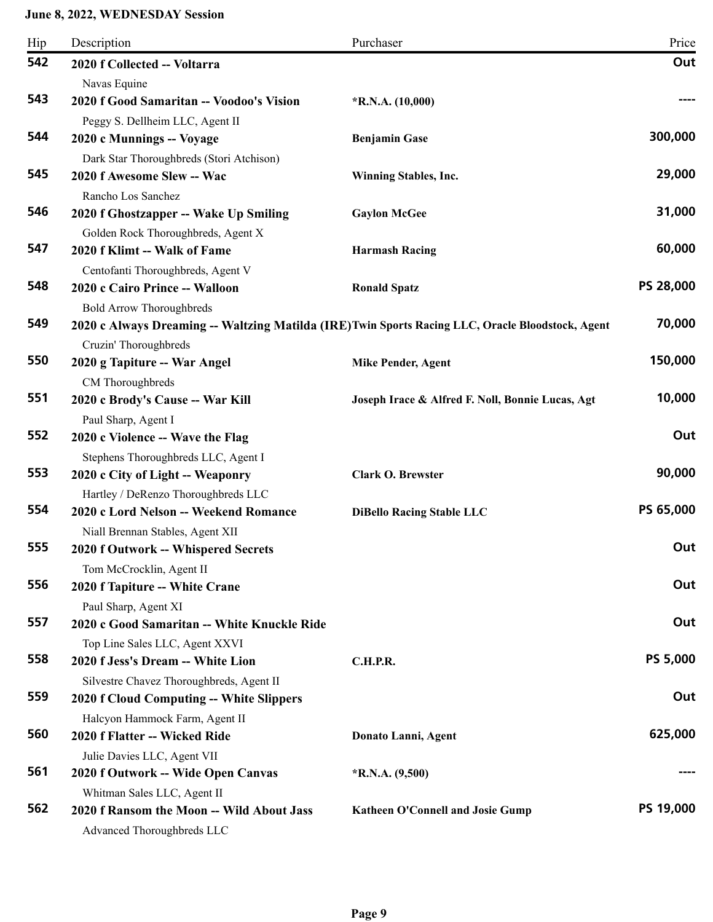**June 8, 2022, WEDNESDAY Session**

| Hip | Description | Purchaser | Price |
|---|---|---|---|
| 542 | **2020 f Collected -- Voltarra**<br>Navas Equine | | **Out** |
| 543 | **2020 f Good Samaritan -- Voodoo's Vision**<br>Peggy S. Dellheim LLC, Agent II | ***R.N.A. (10,000)** | **----** |
| 544 | **2020 c Munnings -- Voyage**<br>Dark Star Thoroughbreds (Stori Atchison) | **Benjamin Gase** | **300,000** |
| 545 | **2020 f Awesome Slew -- Wac**<br>Rancho Los Sanchez | **Winning Stables, Inc.** | **29,000** |
| 546 | **2020 f Ghostzapper -- Wake Up Smiling**<br>Golden Rock Thoroughbreds, Agent X | **Gaylon McGee** | **31,000** |
| 547 | **2020 f Klimt -- Walk of Fame**<br>Centofanti Thoroughbreds, Agent V | **Harmash Racing** | **60,000** |
| 548 | **2020 c Cairo Prince -- Walloon**<br>Bold Arrow Thoroughbreds | **Ronald Spatz** | **PS 28,000** |
| 549 | **2020 c Always Dreaming -- Waltzing Matilda (IRE)**<br>Cruzin' Thoroughbreds | **Twin Sports Racing LLC, Oracle Bloodstock, Agent** | **70,000** |
| 550 | **2020 g Tapiture -- War Angel**<br>CM Thoroughbreds | **Mike Pender, Agent** | **150,000** |
| 551 | **2020 c Brody's Cause -- War Kill**<br>Paul Sharp, Agent I | **Joseph Irace & Alfred F. Noll, Bonnie Lucas, Agt** | **10,000** |
| 552 | **2020 c Violence -- Wave the Flag**<br>Stephens Thoroughbreds LLC, Agent I | | **Out** |
| 553 | **2020 c City of Light -- Weaponry**<br>Hartley / DeRenzo Thoroughbreds LLC | **Clark O. Brewster** | **90,000** |
| 554 | **2020 c Lord Nelson -- Weekend Romance**<br>Niall Brennan Stables, Agent XII | **DiBello Racing Stable LLC** | **PS 65,000** |
| 555 | **2020 f Outwork -- Whispered Secrets**<br>Tom McCrocklin, Agent II | | **Out** |
| 556 | **2020 f Tapiture -- White Crane**<br>Paul Sharp, Agent XI | | **Out** |
| 557 | **2020 c Good Samaritan -- White Knuckle Ride**<br>Top Line Sales LLC, Agent XXVI | | **Out** |
| 558 | **2020 f Jess's Dream -- White Lion**<br>Silvestre Chavez Thoroughbreds, Agent II | **C.H.P.R.** | **PS 5,000** |
| 559 | **2020 f Cloud Computing -- White Slippers**<br>Halcyon Hammock Farm, Agent II | | **Out** |
| 560 | **2020 f Flatter -- Wicked Ride**<br>Julie Davies LLC, Agent VII | **Donato Lanni, Agent** | **625,000** |
| 561 | **2020 f Outwork -- Wide Open Canvas**<br>Whitman Sales LLC, Agent II | ***R.N.A. (9,500)** | **----** |
| 562 | **2020 f Ransom the Moon -- Wild About Jass**<br>Advanced Thoroughbreds LLC | **Katheen O'Connell and Josie Gump** | **PS 19,000** |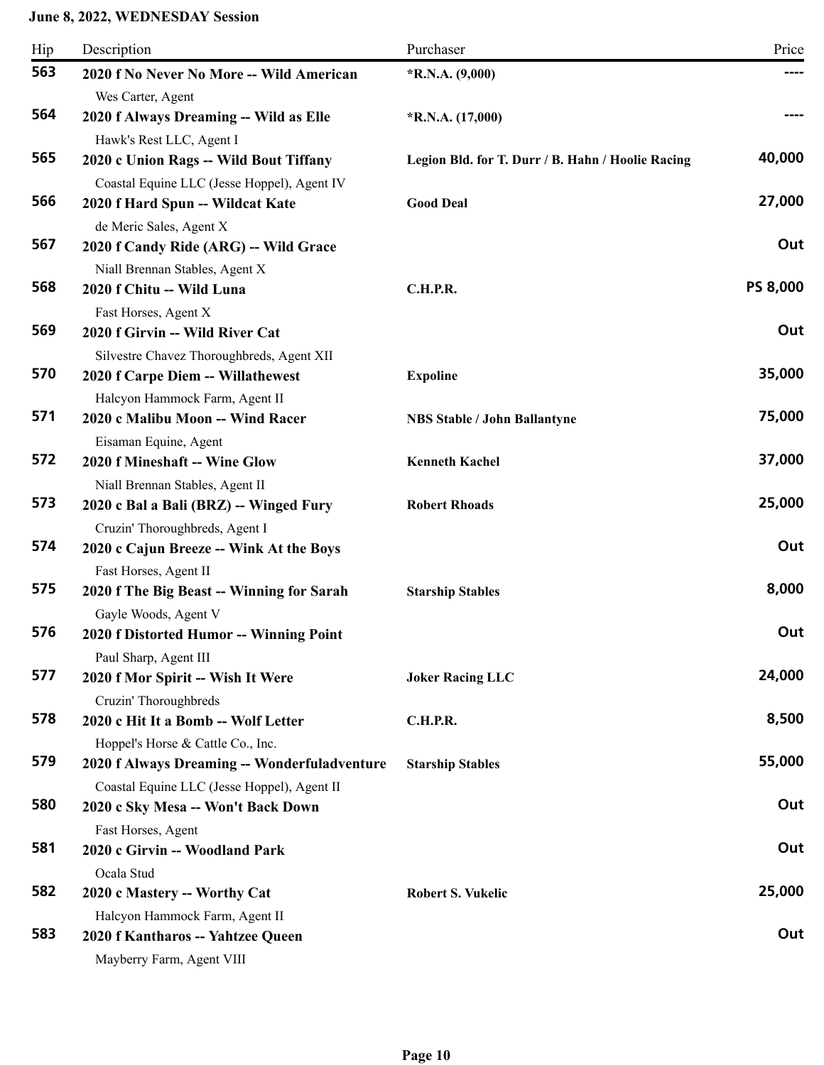**June 8, 2022, WEDNESDAY Session**

| Hip | Description | Purchaser | Price |
|---|---|---|---|
| 563 | **2020 f No Never No More -- Wild American**<br>Wes Carter, Agent | ***R.N.A. (9,000)** | ---- |
| 564 | **2020 f Always Dreaming -- Wild as Elle**<br>Hawk's Rest LLC, Agent I | ***R.N.A. (17,000)** | ---- |
| 565 | **2020 c Union Rags -- Wild Bout Tiffany**<br>Coastal Equine LLC (Jesse Hoppel), Agent IV | **Legion Bld. for T. Durr / B. Hahn / Hoolie Racing** | 40,000 |
| 566 | **2020 f Hard Spun -- Wildcat Kate**<br>de Meric Sales, Agent X | **Good Deal** | 27,000 |
| 567 | **2020 f Candy Ride (ARG) -- Wild Grace**<br>Niall Brennan Stables, Agent X | | Out |
| 568 | **2020 f Chitu -- Wild Luna**<br>Fast Horses, Agent X | **C.H.P.R.** | PS 8,000 |
| 569 | **2020 f Girvin -- Wild River Cat**<br>Silvestre Chavez Thoroughbreds, Agent XII | | Out |
| 570 | **2020 f Carpe Diem -- Willathewest**<br>Halcyon Hammock Farm, Agent II | **Expoline** | 35,000 |
| 571 | **2020 c Malibu Moon -- Wind Racer**<br>Eisaman Equine, Agent | **NBS Stable / John Ballantyne** | 75,000 |
| 572 | **2020 f Mineshaft -- Wine Glow**<br>Niall Brennan Stables, Agent II | **Kenneth Kachel** | 37,000 |
| 573 | **2020 c Bal a Bali (BRZ) -- Winged Fury**<br>Cruzin' Thoroughbreds, Agent I | **Robert Rhoads** | 25,000 |
| 574 | **2020 c Cajun Breeze -- Wink At the Boys**<br>Fast Horses, Agent II | | Out |
| 575 | **2020 f The Big Beast -- Winning for Sarah**<br>Gayle Woods, Agent V | **Starship Stables** | 8,000 |
| 576 | **2020 f Distorted Humor -- Winning Point**<br>Paul Sharp, Agent III | | Out |
| 577 | **2020 f Mor Spirit -- Wish It Were**<br>Cruzin' Thoroughbreds | **Joker Racing LLC** | 24,000 |
| 578 | **2020 c Hit It a Bomb -- Wolf Letter**<br>Hoppel's Horse & Cattle Co., Inc. | **C.H.P.R.** | 8,500 |
| 579 | **2020 f Always Dreaming -- Wonderfuladventure**<br>Coastal Equine LLC (Jesse Hoppel), Agent II | **Starship Stables** | 55,000 |
| 580 | **2020 c Sky Mesa -- Won't Back Down**<br>Fast Horses, Agent | | Out |
| 581 | **2020 c Girvin -- Woodland Park**<br>Ocala Stud | | Out |
| 582 | **2020 c Mastery -- Worthy Cat**<br>Halcyon Hammock Farm, Agent II | **Robert S. Vukelic** | 25,000 |
| 583 | **2020 f Kantharos -- Yahtzee Queen**<br>Mayberry Farm, Agent VIII | | Out |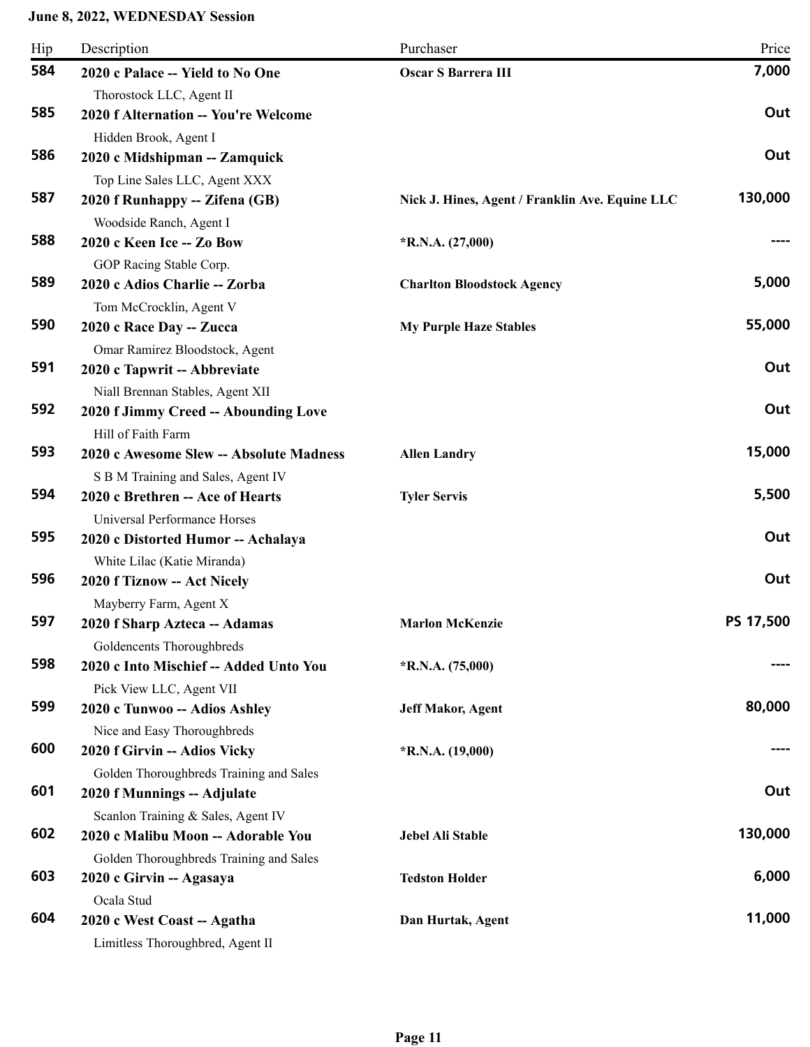**June 8, 2022, WEDNESDAY Session**

| Hip | Description | Purchaser | Price |
|---|---|---|---|
| **584** | **2020 c Palace -- Yield to No One**<br>Thorostock LLC, Agent II | **Oscar S Barrera III** | **7,000** |
| **585** | **2020 f Alternation -- You're Welcome**<br>Hidden Brook, Agent I | | **Out** |
| **586** | **2020 c Midshipman -- Zamquick**<br>Top Line Sales LLC, Agent XXX | | **Out** |
| **587** | **2020 f Runhappy -- Zifena (GB)**<br>Woodside Ranch, Agent I | **Nick J. Hines, Agent / Franklin Ave. Equine LLC** | **130,000** |
| **588** | **2020 c Keen Ice -- Zo Bow**<br>GOP Racing Stable Corp. | ***R.N.A. (27,000)** | **----** |
| **589** | **2020 c Adios Charlie -- Zorba**<br>Tom McCrocklin, Agent V | **Charlton Bloodstock Agency** | **5,000** |
| **590** | **2020 c Race Day -- Zucca**<br>Omar Ramirez Bloodstock, Agent | **My Purple Haze Stables** | **55,000** |
| **591** | **2020 c Tapwrit -- Abbreviate**<br>Niall Brennan Stables, Agent XII | | **Out** |
| **592** | **2020 f Jimmy Creed -- Abounding Love**<br>Hill of Faith Farm | | **Out** |
| **593** | **2020 c Awesome Slew -- Absolute Madness**<br>S B M Training and Sales, Agent IV | **Allen Landry** | **15,000** |
| **594** | **2020 c Brethren -- Ace of Hearts**<br>Universal Performance Horses | **Tyler Servis** | **5,500** |
| **595** | **2020 c Distorted Humor -- Achalaya**<br>White Lilac (Katie Miranda) | | **Out** |
| **596** | **2020 f Tiznow -- Act Nicely**<br>Mayberry Farm, Agent X | | **Out** |
| **597** | **2020 f Sharp Azteca -- Adamas**<br>Goldencents Thoroughbreds | **Marlon McKenzie** | **PS 17,500** |
| **598** | **2020 c Into Mischief -- Added Unto You**<br>Pick View LLC, Agent VII | ***R.N.A. (75,000)** | **----** |
| **599** | **2020 c Tunwoo -- Adios Ashley**<br>Nice and Easy Thoroughbreds | **Jeff Makor, Agent** | **80,000** |
| **600** | **2020 f Girvin -- Adios Vicky**<br>Golden Thoroughbreds Training and Sales | ***R.N.A. (19,000)** | **----** |
| **601** | **2020 f Munnings -- Adjulate**<br>Scanlon Training & Sales, Agent IV | | **Out** |
| **602** | **2020 c Malibu Moon -- Adorable You**<br>Golden Thoroughbreds Training and Sales | **Jebel Ali Stable** | **130,000** |
| **603** | **2020 c Girvin -- Agasaya**<br>Ocala Stud | **Tedston Holder** | **6,000** |
| **604** | **2020 c West Coast -- Agatha**<br>Limitless Thoroughbred, Agent II | **Dan Hurtak, Agent** | **11,000** |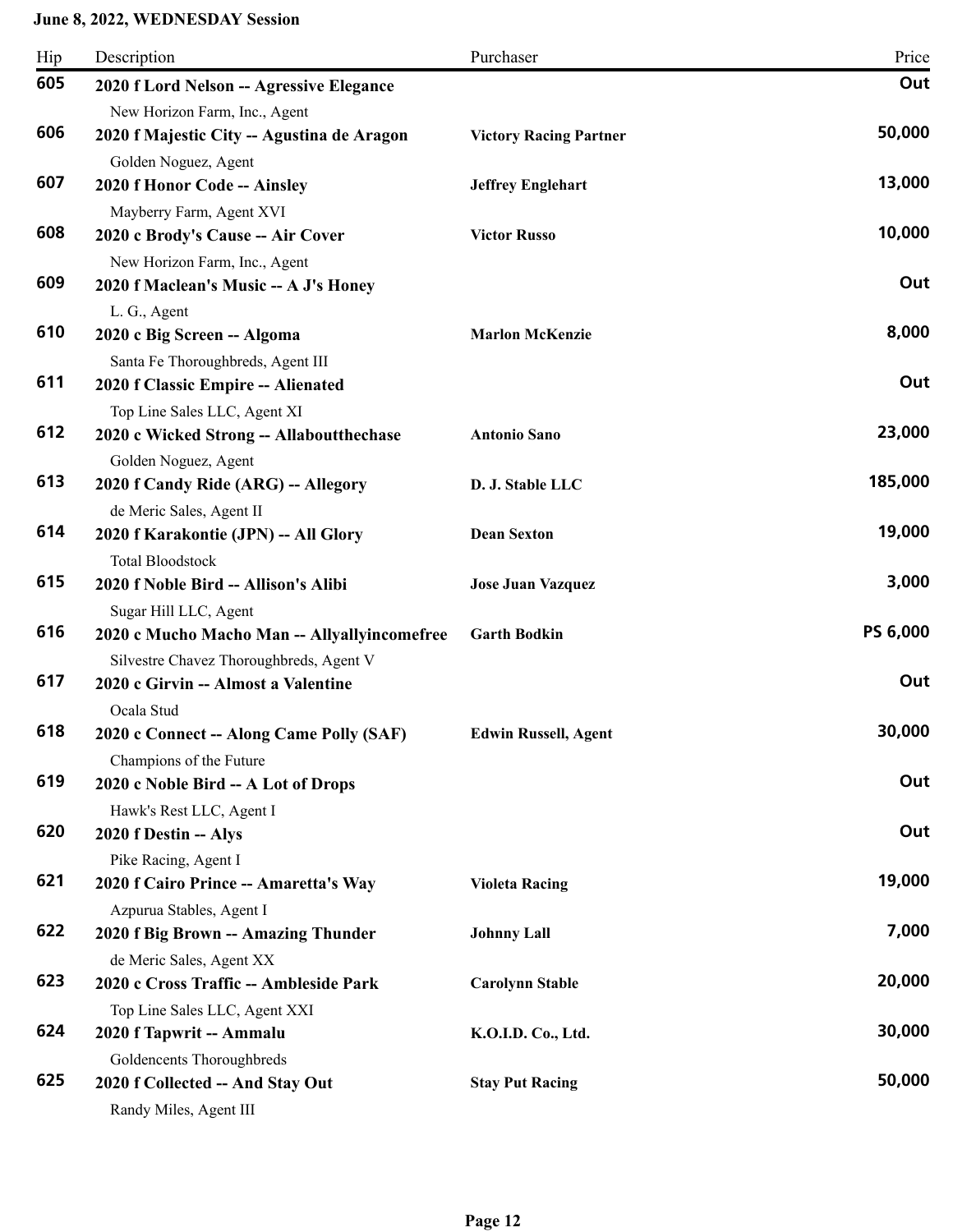**June 8, 2022, WEDNESDAY Session**

| Hip | Description | Purchaser | Price |
|---|---|---|---|
| **605** | **2020 f Lord Nelson -- Agressive Elegance**<br>New Horizon Farm, Inc., Agent | | **Out** |
| **606** | **2020 f Majestic City -- Agustina de Aragon**<br>Golden Noguez, Agent | **Victory Racing Partner** | **50,000** |
| **607** | **2020 f Honor Code -- Ainsley**<br>Mayberry Farm, Agent XVI | **Jeffrey Englehart** | **13,000** |
| **608** | **2020 c Brody's Cause -- Air Cover**<br>New Horizon Farm, Inc., Agent | **Victor Russo** | **10,000** |
| **609** | **2020 f Maclean's Music -- A J's Honey**<br>L. G., Agent | | **Out** |
| **610** | **2020 c Big Screen -- Algoma**<br>Santa Fe Thoroughbreds, Agent III | **Marlon McKenzie** | **8,000** |
| **611** | **2020 f Classic Empire -- Alienated**<br>Top Line Sales LLC, Agent XI | | **Out** |
| **612** | **2020 c Wicked Strong -- Allaboutthechase**<br>Golden Noguez, Agent | **Antonio Sano** | **23,000** |
| **613** | **2020 f Candy Ride (ARG) -- Allegory**<br>de Meric Sales, Agent II | **D. J. Stable LLC** | **185,000** |
| **614** | **2020 f Karakontie (JPN) -- All Glory**<br>Total Bloodstock | **Dean Sexton** | **19,000** |
| **615** | **2020 f Noble Bird -- Allison's Alibi**<br>Sugar Hill LLC, Agent | **Jose Juan Vazquez** | **3,000** |
| **616** | **2020 c Mucho Macho Man -- Allyallyincomefree**<br>Silvestre Chavez Thoroughbreds, Agent V | **Garth Bodkin** | **PS 6,000** |
| **617** | **2020 c Girvin -- Almost a Valentine**<br>Ocala Stud | | **Out** |
| **618** | **2020 c Connect -- Along Came Polly (SAF)**<br>Champions of the Future | **Edwin Russell, Agent** | **30,000** |
| **619** | **2020 c Noble Bird -- A Lot of Drops**<br>Hawk's Rest LLC, Agent I | | **Out** |
| **620** | **2020 f Destin -- Alys**<br>Pike Racing, Agent I | | **Out** |
| **621** | **2020 f Cairo Prince -- Amaretta's Way**<br>Azpurua Stables, Agent I | **Violeta Racing** | **19,000** |
| **622** | **2020 f Big Brown -- Amazing Thunder**<br>de Meric Sales, Agent XX | **Johnny Lall** | **7,000** |
| **623** | **2020 c Cross Traffic -- Ambleside Park**<br>Top Line Sales LLC, Agent XXI | **Carolynn Stable** | **20,000** |
| **624** | **2020 f Tapwrit -- Ammalu**<br>Goldencents Thoroughbreds | **K.O.I.D. Co., Ltd.** | **30,000** |
| **625** | **2020 f Collected -- And Stay Out**<br>Randy Miles, Agent III | **Stay Put Racing** | **50,000** |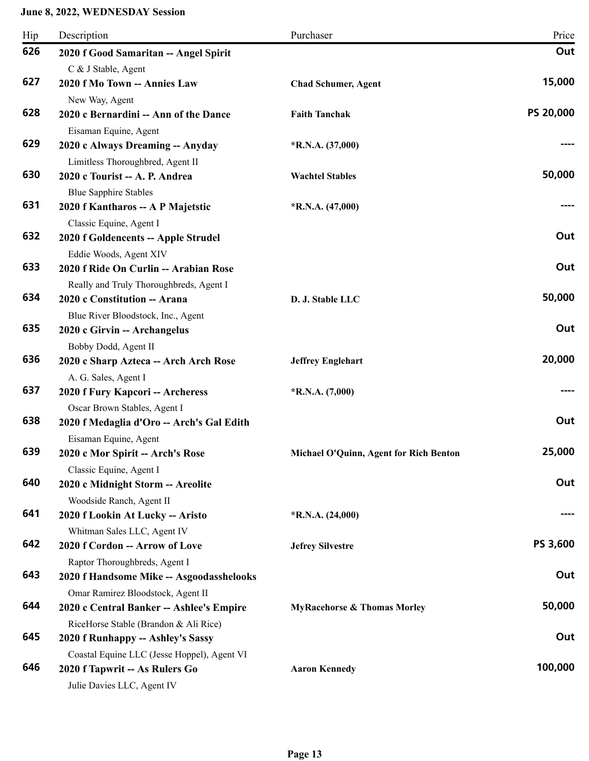**June 8, 2022, WEDNESDAY Session**

| Hip | Description | Purchaser | Price |
|---|---|---|---|
| 626 | **2020 f Good Samaritan -- Angel Spirit**<br>C & J Stable, Agent | | **Out** |
| 627 | **2020 f Mo Town -- Annies Law**<br>New Way, Agent | **Chad Schumer, Agent** | **15,000** |
| 628 | **2020 c Bernardini -- Ann of the Dance**<br>Eisaman Equine, Agent | **Faith Tanchak** | **PS 20,000** |
| 629 | **2020 c Always Dreaming -- Anyday**<br>Limitless Thoroughbred, Agent II | ***R.N.A. (37,000)** | **----** |
| 630 | **2020 c Tourist -- A. P. Andrea**<br>Blue Sapphire Stables | **Wachtel Stables** | **50,000** |
| 631 | **2020 f Kantharos -- A P Majetstic**<br>Classic Equine, Agent I | ***R.N.A. (47,000)** | **----** |
| 632 | **2020 f Goldencents -- Apple Strudel**<br>Eddie Woods, Agent XIV | | **Out** |
| 633 | **2020 f Ride On Curlin -- Arabian Rose**<br>Really and Truly Thoroughbreds, Agent I | | **Out** |
| 634 | **2020 c Constitution -- Arana**<br>Blue River Bloodstock, Inc., Agent | **D. J. Stable LLC** | **50,000** |
| 635 | **2020 c Girvin -- Archangelus**<br>Bobby Dodd, Agent II | | **Out** |
| 636 | **2020 c Sharp Azteca -- Arch Arch Rose**<br>A. G. Sales, Agent I | **Jeffrey Englehart** | **20,000** |
| 637 | **2020 f Fury Kapcori -- Archeress**<br>Oscar Brown Stables, Agent I | ***R.N.A. (7,000)** | **----** |
| 638 | **2020 f Medaglia d'Oro -- Arch's Gal Edith**<br>Eisaman Equine, Agent | | **Out** |
| 639 | **2020 c Mor Spirit -- Arch's Rose**<br>Classic Equine, Agent I | **Michael O'Quinn, Agent for Rich Benton** | **25,000** |
| 640 | **2020 c Midnight Storm -- Areolite**<br>Woodside Ranch, Agent II | | **Out** |
| 641 | **2020 f Lookin At Lucky -- Aristo**<br>Whitman Sales LLC, Agent IV | ***R.N.A. (24,000)** | **----** |
| 642 | **2020 f Cordon -- Arrow of Love**<br>Raptor Thoroughbreds, Agent I | **Jefrey Silvestre** | **PS 3,600** |
| 643 | **2020 f Handsome Mike -- Asgoodasshelooks**<br>Omar Ramirez Bloodstock, Agent II | | **Out** |
| 644 | **2020 c Central Banker -- Ashlee's Empire**<br>RiceHorse Stable (Brandon & Ali Rice) | **MyRacehorse & Thomas Morley** | **50,000** |
| 645 | **2020 f Runhappy -- Ashley's Sassy**<br>Coastal Equine LLC (Jesse Hoppel), Agent VI | | **Out** |
| 646 | **2020 f Tapwrit -- As Rulers Go**<br>Julie Davies LLC, Agent IV | **Aaron Kennedy** | **100,000** |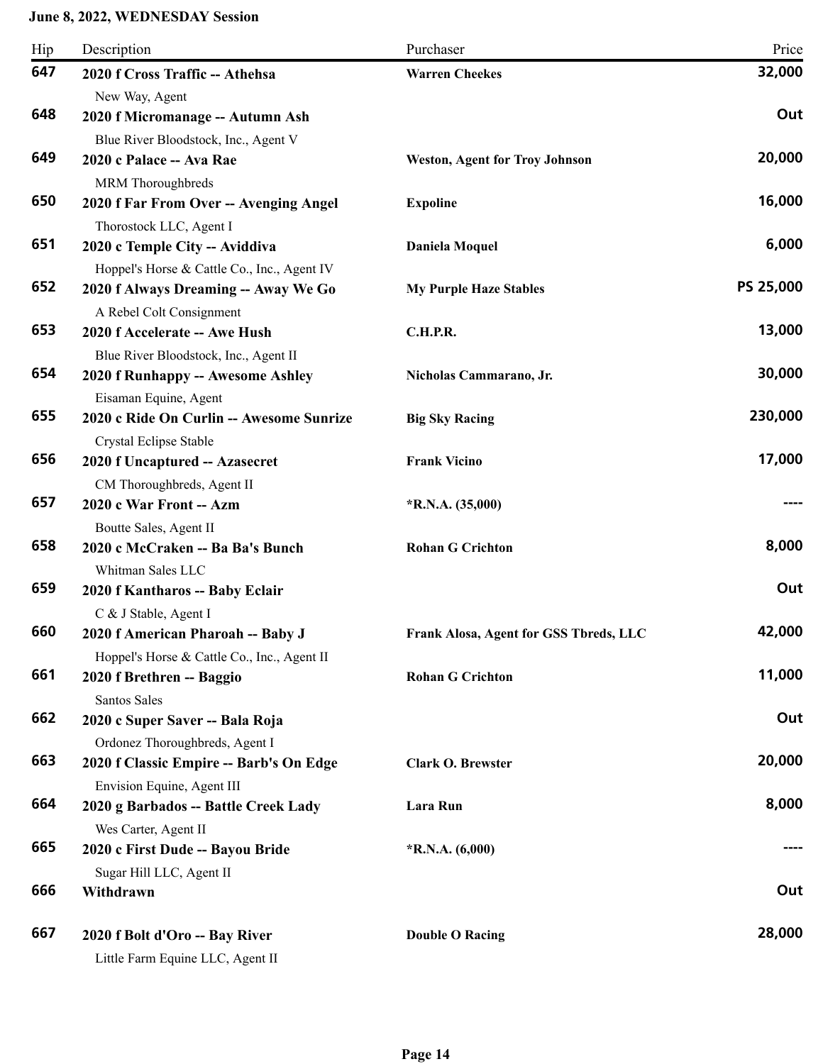**June 8, 2022, WEDNESDAY Session**

| Hip | Description | Purchaser | Price |
|---|---|---|---|
| 647 | **2020 f Cross Traffic -- Athehsa**<br>New Way, Agent | **Warren Cheekes** | **32,000** |
| 648 | **2020 f Micromanage -- Autumn Ash**<br>Blue River Bloodstock, Inc., Agent V | | **Out** |
| 649 | **2020 c Palace -- Ava Rae**<br>MRM Thoroughbreds | **Weston, Agent for Troy Johnson** | **20,000** |
| 650 | **2020 f Far From Over -- Avenging Angel**<br>Thorostock LLC, Agent I | **Expoline** | **16,000** |
| 651 | **2020 c Temple City -- Aviddiva**<br>Hoppel's Horse & Cattle Co., Inc., Agent IV | **Daniela Moquel** | **6,000** |
| 652 | **2020 f Always Dreaming -- Away We Go**<br>A Rebel Colt Consignment | **My Purple Haze Stables** | **PS 25,000** |
| 653 | **2020 f Accelerate -- Awe Hush**<br>Blue River Bloodstock, Inc., Agent II | **C.H.P.R.** | **13,000** |
| 654 | **2020 f Runhappy -- Awesome Ashley**<br>Eisaman Equine, Agent | **Nicholas Cammarano, Jr.** | **30,000** |
| 655 | **2020 c Ride On Curlin -- Awesome Sunrize**<br>Crystal Eclipse Stable | **Big Sky Racing** | **230,000** |
| 656 | **2020 f Uncaptured -- Azasecret**<br>CM Thoroughbreds, Agent II | **Frank Vicino** | **17,000** |
| 657 | **2020 c War Front -- Azm**<br>Boutte Sales, Agent II | **\*R.N.A. (35,000)** | **----** |
| 658 | **2020 c McCraken -- Ba Ba's Bunch**<br>Whitman Sales LLC | **Rohan G Crichton** | **8,000** |
| 659 | **2020 f Kantharos -- Baby Eclair**<br>C & J Stable, Agent I | | **Out** |
| 660 | **2020 f American Pharoah -- Baby J**<br>Hoppel's Horse & Cattle Co., Inc., Agent II | **Frank Alosa, Agent for GSS Tbreds, LLC** | **42,000** |
| 661 | **2020 f Brethren -- Baggio**<br>Santos Sales | **Rohan G Crichton** | **11,000** |
| 662 | **2020 c Super Saver -- Bala Roja**<br>Ordonez Thoroughbreds, Agent I | | **Out** |
| 663 | **2020 f Classic Empire -- Barb's On Edge**<br>Envision Equine, Agent III | **Clark O. Brewster** | **20,000** |
| 664 | **2020 g Barbados -- Battle Creek Lady**<br>Wes Carter, Agent II | **Lara Run** | **8,000** |
| 665 | **2020 c First Dude -- Bayou Bride**<br>Sugar Hill LLC, Agent II | **\*R.N.A. (6,000)** | **----** |
| 666 | **Withdrawn** | | **Out** |
| 667 | **2020 f Bolt d'Oro -- Bay River**<br>Little Farm Equine LLC, Agent II | **Double O Racing** | **28,000** |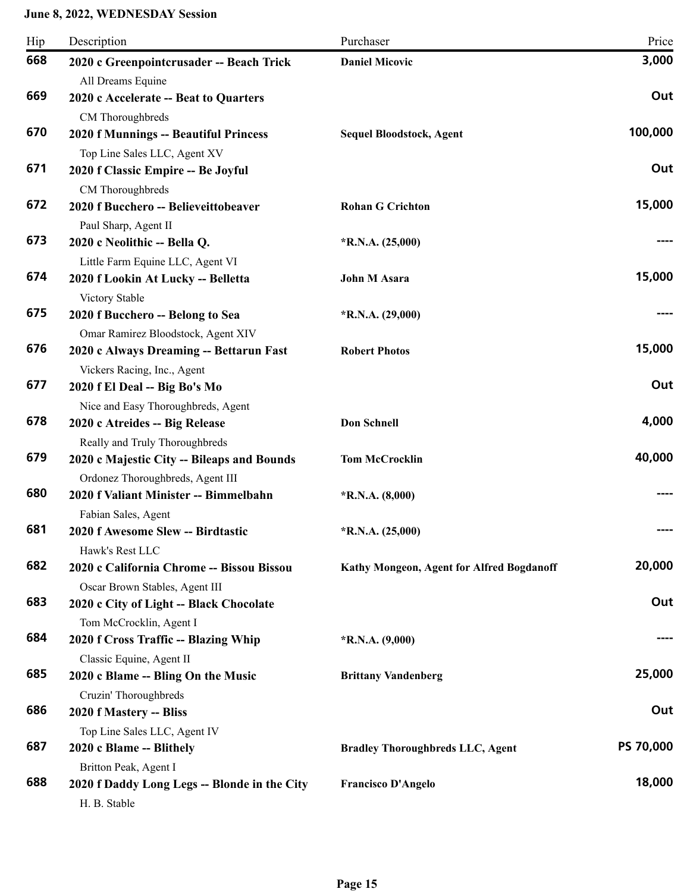**June 8, 2022, WEDNESDAY Session**

| Hip | Description | Purchaser | Price |
|---|---|---|---|
| 668 | **2020 c Greenpointcrusader -- Beach Trick**<br>All Dreams Equine | **Daniel Micovic** | **3,000** |
| 669 | **2020 c Accelerate -- Beat to Quarters**<br>CM Thoroughbreds | | **Out** |
| 670 | **2020 f Munnings -- Beautiful Princess**<br>Top Line Sales LLC, Agent XV | **Sequel Bloodstock, Agent** | **100,000** |
| 671 | **2020 f Classic Empire -- Be Joyful**<br>CM Thoroughbreds | | **Out** |
| 672 | **2020 f Bucchero -- Believeittobeaver**<br>Paul Sharp, Agent II | **Rohan G Crichton** | **15,000** |
| 673 | **2020 c Neolithic -- Bella Q.**<br>Little Farm Equine LLC, Agent VI | **\*R.N.A. (25,000)** | **----** |
| 674 | **2020 f Lookin At Lucky -- Belletta**<br>Victory Stable | **John M Asara** | **15,000** |
| 675 | **2020 f Bucchero -- Belong to Sea**<br>Omar Ramirez Bloodstock, Agent XIV | **\*R.N.A. (29,000)** | **----** |
| 676 | **2020 c Always Dreaming -- Bettarun Fast**<br>Vickers Racing, Inc., Agent | **Robert Photos** | **15,000** |
| 677 | **2020 f El Deal -- Big Bo's Mo**<br>Nice and Easy Thoroughbreds, Agent | | **Out** |
| 678 | **2020 c Atreides -- Big Release**<br>Really and Truly Thoroughbreds | **Don Schnell** | **4,000** |
| 679 | **2020 c Majestic City -- Bileaps and Bounds**<br>Ordonez Thoroughbreds, Agent III | **Tom McCrocklin** | **40,000** |
| 680 | **2020 f Valiant Minister -- Bimmelbahn**<br>Fabian Sales, Agent | **\*R.N.A. (8,000)** | **----** |
| 681 | **2020 f Awesome Slew -- Birdtastic**<br>Hawk's Rest LLC | **\*R.N.A. (25,000)** | **----** |
| 682 | **2020 c California Chrome -- Bissou Bissou**<br>Oscar Brown Stables, Agent III | **Kathy Mongeon, Agent for Alfred Bogdanoff** | **20,000** |
| 683 | **2020 c City of Light -- Black Chocolate**<br>Tom McCrocklin, Agent I | | **Out** |
| 684 | **2020 f Cross Traffic -- Blazing Whip**<br>Classic Equine, Agent II | **\*R.N.A. (9,000)** | **----** |
| 685 | **2020 c Blame -- Bling On the Music**<br>Cruzin' Thoroughbreds | **Brittany Vandenberg** | **25,000** |
| 686 | **2020 f Mastery -- Bliss**<br>Top Line Sales LLC, Agent IV | | **Out** |
| 687 | **2020 c Blame -- Blithely**<br>Britton Peak, Agent I | **Bradley Thoroughbreds LLC, Agent** | **PS 70,000** |
| 688 | **2020 f Daddy Long Legs -- Blonde in the City**<br>H. B. Stable | **Francisco D'Angelo** | **18,000** |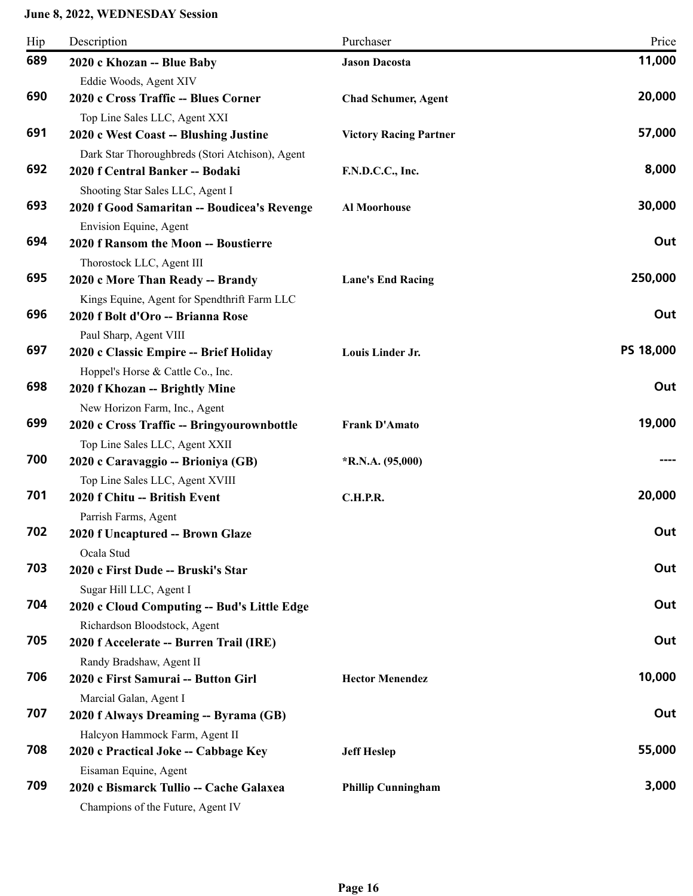**June 8, 2022, WEDNESDAY Session**

| Hip | Description | Purchaser | Price |
| --- | --- | --- | --- |
| 689 | **2020 c Khozan -- Blue Baby**<br>Eddie Woods, Agent XIV | **Jason Dacosta** | **11,000** |
| 690 | **2020 c Cross Traffic -- Blues Corner**<br>Top Line Sales LLC, Agent XXI | **Chad Schumer, Agent** | **20,000** |
| 691 | **2020 c West Coast -- Blushing Justine**<br>Dark Star Thoroughbreds (Stori Atchison), Agent | **Victory Racing Partner** | **57,000** |
| 692 | **2020 f Central Banker -- Bodaki**<br>Shooting Star Sales LLC, Agent I | **F.N.D.C.C., Inc.** | **8,000** |
| 693 | **2020 f Good Samaritan -- Boudicea's Revenge**<br>Envision Equine, Agent | **Al Moorhouse** | **30,000** |
| 694 | **2020 f Ransom the Moon -- Boustierre**<br>Thorostock LLC, Agent III | | **Out** |
| 695 | **2020 c More Than Ready -- Brandy**<br>Kings Equine, Agent for Spendthrift Farm LLC | **Lane's End Racing** | **250,000** |
| 696 | **2020 f Bolt d'Oro -- Brianna Rose**<br>Paul Sharp, Agent VIII | | **Out** |
| 697 | **2020 c Classic Empire -- Brief Holiday**<br>Hoppel's Horse & Cattle Co., Inc. | **Louis Linder Jr.** | **PS 18,000** |
| 698 | **2020 f Khozan -- Brightly Mine**<br>New Horizon Farm, Inc., Agent | | **Out** |
| 699 | **2020 c Cross Traffic -- Bringyourownbottle**<br>Top Line Sales LLC, Agent XXII | **Frank D'Amato** | **19,000** |
| 700 | **2020 c Caravaggio -- Brioniya (GB)**<br>Top Line Sales LLC, Agent XVIII | ***R.N.A. (95,000)** | **----** |
| 701 | **2020 f Chitu -- British Event**<br>Parrish Farms, Agent | **C.H.P.R.** | **20,000** |
| 702 | **2020 f Uncaptured -- Brown Glaze**<br>Ocala Stud | | **Out** |
| 703 | **2020 c First Dude -- Bruski's Star**<br>Sugar Hill LLC, Agent I | | **Out** |
| 704 | **2020 c Cloud Computing -- Bud's Little Edge**<br>Richardson Bloodstock, Agent | | **Out** |
| 705 | **2020 f Accelerate -- Burren Trail (IRE)**<br>Randy Bradshaw, Agent II | | **Out** |
| 706 | **2020 c First Samurai -- Button Girl**<br>Marcial Galan, Agent I | **Hector Menendez** | **10,000** |
| 707 | **2020 f Always Dreaming -- Byrama (GB)**<br>Halcyon Hammock Farm, Agent II | | **Out** |
| 708 | **2020 c Practical Joke -- Cabbage Key**<br>Eisaman Equine, Agent | **Jeff Heslep** | **55,000** |
| 709 | **2020 c Bismarck Tullio -- Cache Galaxea**<br>Champions of the Future, Agent IV | **Phillip Cunningham** | **3,000** |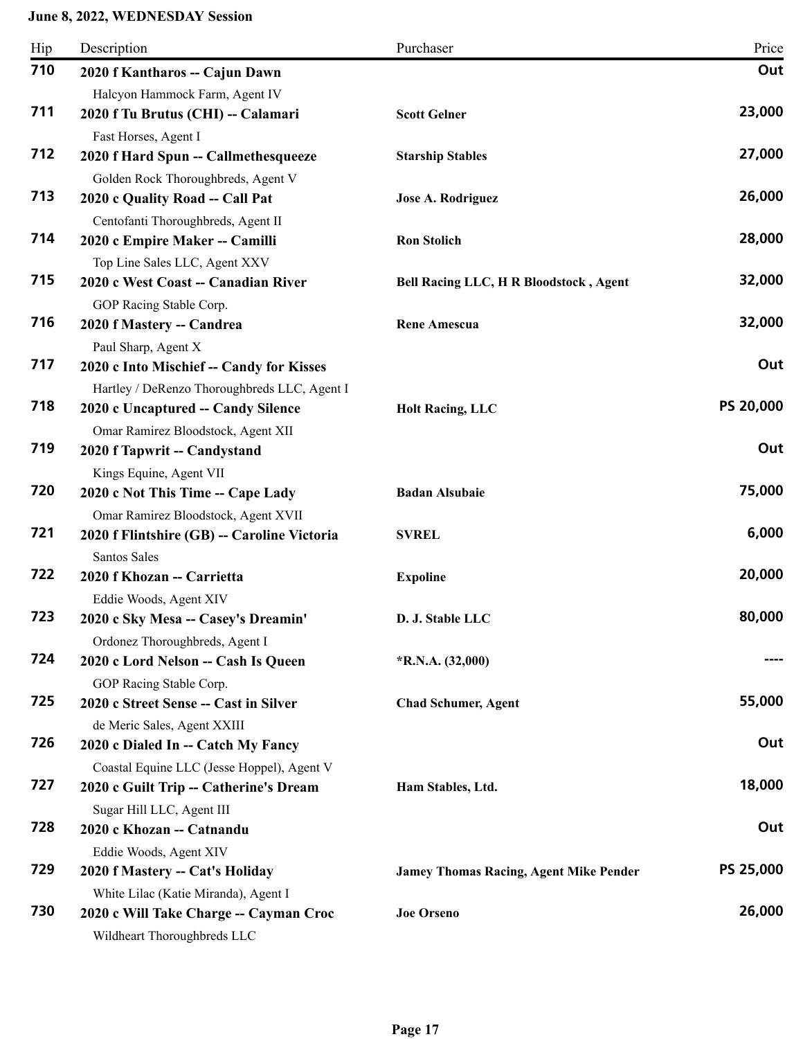**June 8, 2022, WEDNESDAY Session**

| Hip | Description | Purchaser | Price |
|---|---|---|---|
| **710** | **2020 f Kantharos -- Cajun Dawn**<br>Halcyon Hammock Farm, Agent IV | | **Out** |
| **711** | **2020 f Tu Brutus (CHI) -- Calamari**<br>Fast Horses, Agent I | **Scott Gelner** | **23,000** |
| **712** | **2020 f Hard Spun -- Callmethesqueeze**<br>Golden Rock Thoroughbreds, Agent V | **Starship Stables** | **27,000** |
| **713** | **2020 c Quality Road -- Call Pat**<br>Centofanti Thoroughbreds, Agent II | **Jose A. Rodriguez** | **26,000** |
| **714** | **2020 c Empire Maker -- Camilli**<br>Top Line Sales LLC, Agent XXV | **Ron Stolich** | **28,000** |
| **715** | **2020 c West Coast -- Canadian River**<br>GOP Racing Stable Corp. | **Bell Racing LLC, H R Bloodstock , Agent** | **32,000** |
| **716** | **2020 f Mastery -- Candrea**<br>Paul Sharp, Agent X | **Rene Amescua** | **32,000** |
| **717** | **2020 c Into Mischief -- Candy for Kisses**<br>Hartley / DeRenzo Thoroughbreds LLC, Agent I | | **Out** |
| **718** | **2020 c Uncaptured -- Candy Silence**<br>Omar Ramirez Bloodstock, Agent XII | **Holt Racing, LLC** | **PS 20,000** |
| **719** | **2020 f Tapwrit -- Candystand**<br>Kings Equine, Agent VII | | **Out** |
| **720** | **2020 c Not This Time -- Cape Lady**<br>Omar Ramirez Bloodstock, Agent XVII | **Badan Alsubaie** | **75,000** |
| **721** | **2020 f Flintshire (GB) -- Caroline Victoria**<br>Santos Sales | **SVREL** | **6,000** |
| **722** | **2020 f Khozan -- Carrietta**<br>Eddie Woods, Agent XIV | **Expoline** | **20,000** |
| **723** | **2020 c Sky Mesa -- Casey's Dreamin'**<br>Ordonez Thoroughbreds, Agent I | **D. J. Stable LLC** | **80,000** |
| **724** | **2020 c Lord Nelson -- Cash Is Queen**<br>GOP Racing Stable Corp. | ***R.N.A. (32,000)** | **----** |
| **725** | **2020 c Street Sense -- Cast in Silver**<br>de Meric Sales, Agent XXIII | **Chad Schumer, Agent** | **55,000** |
| **726** | **2020 c Dialed In -- Catch My Fancy**<br>Coastal Equine LLC (Jesse Hoppel), Agent V | | **Out** |
| **727** | **2020 c Guilt Trip -- Catherine's Dream**<br>Sugar Hill LLC, Agent III | **Ham Stables, Ltd.** | **18,000** |
| **728** | **2020 c Khozan -- Catnandu**<br>Eddie Woods, Agent XIV | | **Out** |
| **729** | **2020 f Mastery -- Cat's Holiday**<br>White Lilac (Katie Miranda), Agent I | **Jamey Thomas Racing, Agent Mike Pender** | **PS 25,000** |
| **730** | **2020 c Will Take Charge -- Cayman Croc**<br>Wildheart Thoroughbreds LLC | **Joe Orseno** | **26,000** |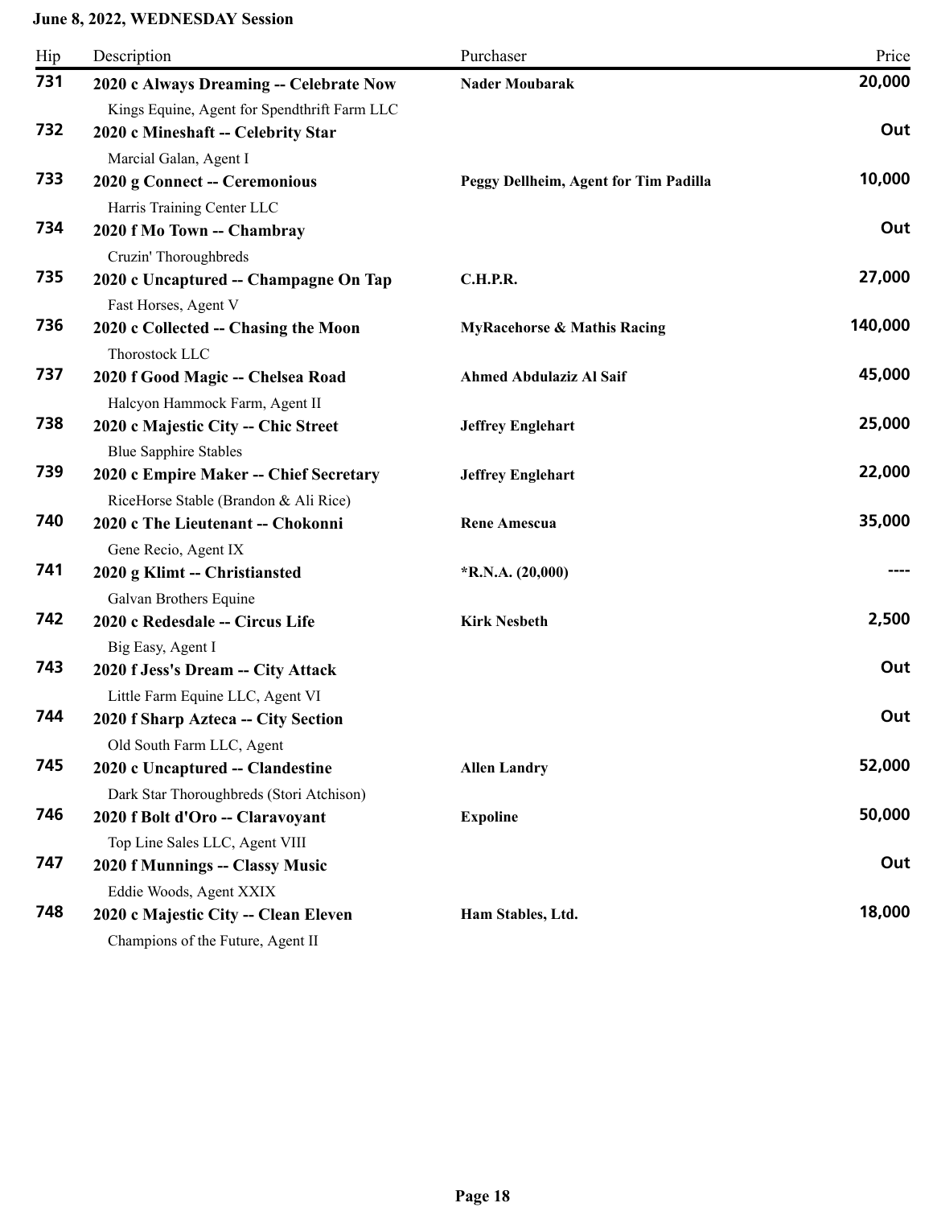**June 8, 2022, WEDNESDAY Session**

| Hip | Description | Purchaser | Price |
|---|---|---|---|
| **731** | **2020 c Always Dreaming -- Celebrate Now**<br>Kings Equine, Agent for Spendthrift Farm LLC | **Nader Moubarak** | **20,000** |
| **732** | **2020 c Mineshaft -- Celebrity Star**<br>Marcial Galan, Agent I | | **Out** |
| **733** | **2020 g Connect -- Ceremonious**<br>Harris Training Center LLC | **Peggy Dellheim, Agent for Tim Padilla** | **10,000** |
| **734** | **2020 f Mo Town -- Chambray**<br>Cruzin' Thoroughbreds | | **Out** |
| **735** | **2020 c Uncaptured -- Champagne On Tap**<br>Fast Horses, Agent V | **C.H.P.R.** | **27,000** |
| **736** | **2020 c Collected -- Chasing the Moon**<br>Thorostock LLC | **MyRacehorse & Mathis Racing** | **140,000** |
| **737** | **2020 f Good Magic -- Chelsea Road**<br>Halcyon Hammock Farm, Agent II | **Ahmed Abdulaziz Al Saif** | **45,000** |
| **738** | **2020 c Majestic City -- Chic Street**<br>Blue Sapphire Stables | **Jeffrey Englehart** | **25,000** |
| **739** | **2020 c Empire Maker -- Chief Secretary**<br>RiceHorse Stable (Brandon & Ali Rice) | **Jeffrey Englehart** | **22,000** |
| **740** | **2020 c The Lieutenant -- Chokonni**<br>Gene Recio, Agent IX | **Rene Amescua** | **35,000** |
| **741** | **2020 g Klimt -- Christiansted**<br>Galvan Brothers Equine | ***R.N.A. (20,000)** | **----** |
| **742** | **2020 c Redesdale -- Circus Life**<br>Big Easy, Agent I | **Kirk Nesbeth** | **2,500** |
| **743** | **2020 f Jess's Dream -- City Attack**<br>Little Farm Equine LLC, Agent VI | | **Out** |
| **744** | **2020 f Sharp Azteca -- City Section**<br>Old South Farm LLC, Agent | | **Out** |
| **745** | **2020 c Uncaptured -- Clandestine**<br>Dark Star Thoroughbreds (Stori Atchison) | **Allen Landry** | **52,000** |
| **746** | **2020 f Bolt d'Oro -- Claravoyant**<br>Top Line Sales LLC, Agent VIII | **Expoline** | **50,000** |
| **747** | **2020 f Munnings -- Classy Music**<br>Eddie Woods, Agent XXIX | | **Out** |
| **748** | **2020 c Majestic City -- Clean Eleven**<br>Champions of the Future, Agent II | **Ham Stables, Ltd.** | **18,000** |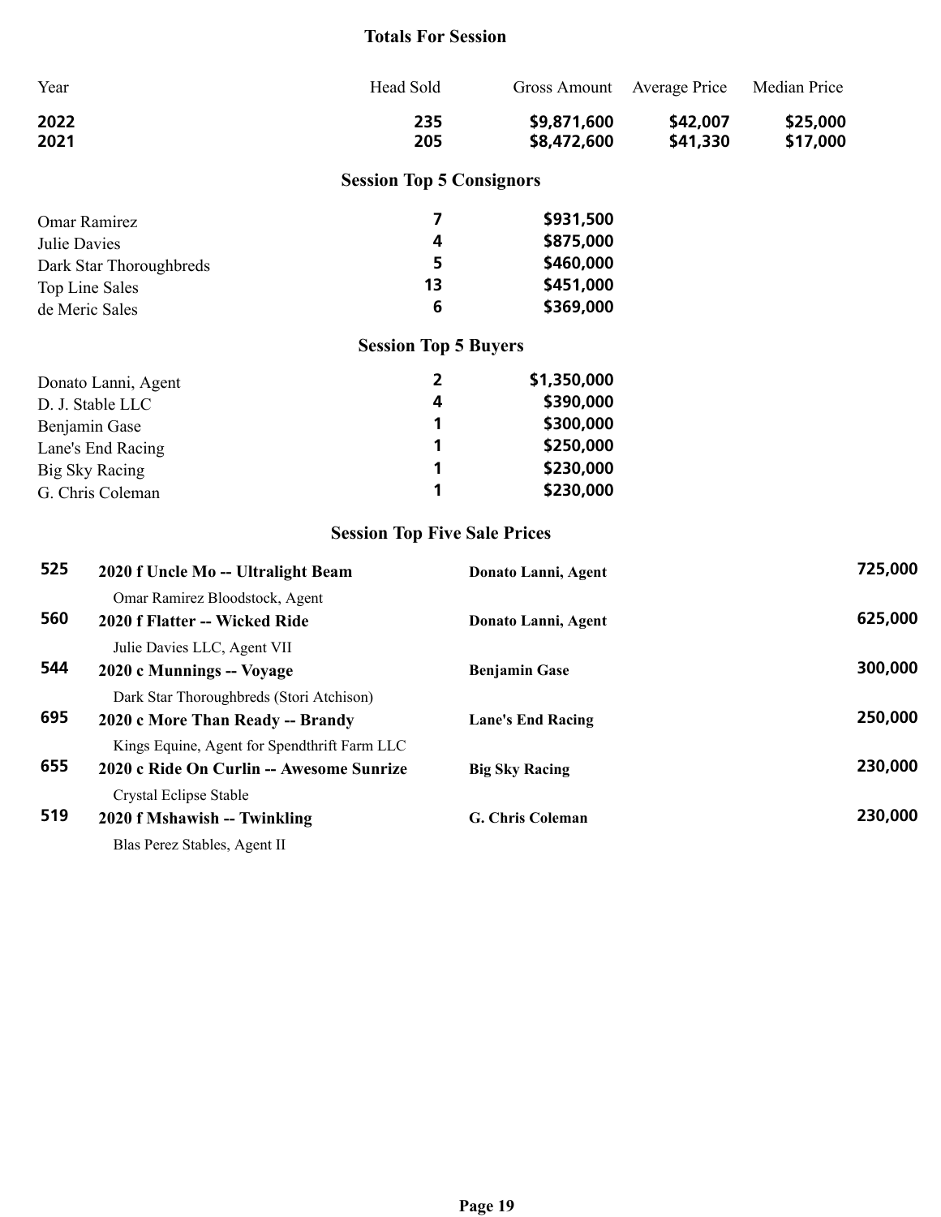## Totals For Session

| Year | Head Sold | Gross Amount | Average Price | Median Price |
|---|---|---|---|---|
| **2022** | **235** | **$9,871,600** | **$42,007** | **$25,000** |
| **2021** | **205** | **$8,472,600** | **$41,330** | **$17,000** |

## Session Top 5 Consignors

| | | |
|---|---|---|
| Omar Ramirez | **7** | **$931,500** |
| Julie Davies | **4** | **$875,000** |
| Dark Star Thoroughbreds | **5** | **$460,000** |
| Top Line Sales | **13** | **$451,000** |
| de Meric Sales | **6** | **$369,000** |

## Session Top 5 Buyers

| | | |
|---|---|---|
| Donato Lanni, Agent | **2** | **$1,350,000** |
| D. J. Stable LLC | **4** | **$390,000** |
| Benjamin Gase | **1** | **$300,000** |
| Lane's End Racing | **1** | **$250,000** |
| Big Sky Racing | **1** | **$230,000** |
| G. Chris Coleman | **1** | **$230,000** |

## Session Top Five Sale Prices

| Hip | Description / Consignor | Buyer | Price |
|---|---|---|---|
| **525** | **2020 f Uncle Mo -- Ultralight Beam**<br>Omar Ramirez Bloodstock, Agent | **Donato Lanni, Agent** | **725,000** |
| **560** | **2020 f Flatter -- Wicked Ride**<br>Julie Davies LLC, Agent VII | **Donato Lanni, Agent** | **625,000** |
| **544** | **2020 c Munnings -- Voyage**<br>Dark Star Thoroughbreds (Stori Atchison) | **Benjamin Gase** | **300,000** |
| **695** | **2020 c More Than Ready -- Brandy**<br>Kings Equine, Agent for Spendthrift Farm LLC | **Lane's End Racing** | **250,000** |
| **655** | **2020 c Ride On Curlin -- Awesome Sunrize**<br>Crystal Eclipse Stable | **Big Sky Racing** | **230,000** |
| **519** | **2020 f Mshawish -- Twinkling**<br>Blas Perez Stables, Agent II | **G. Chris Coleman** | **230,000** |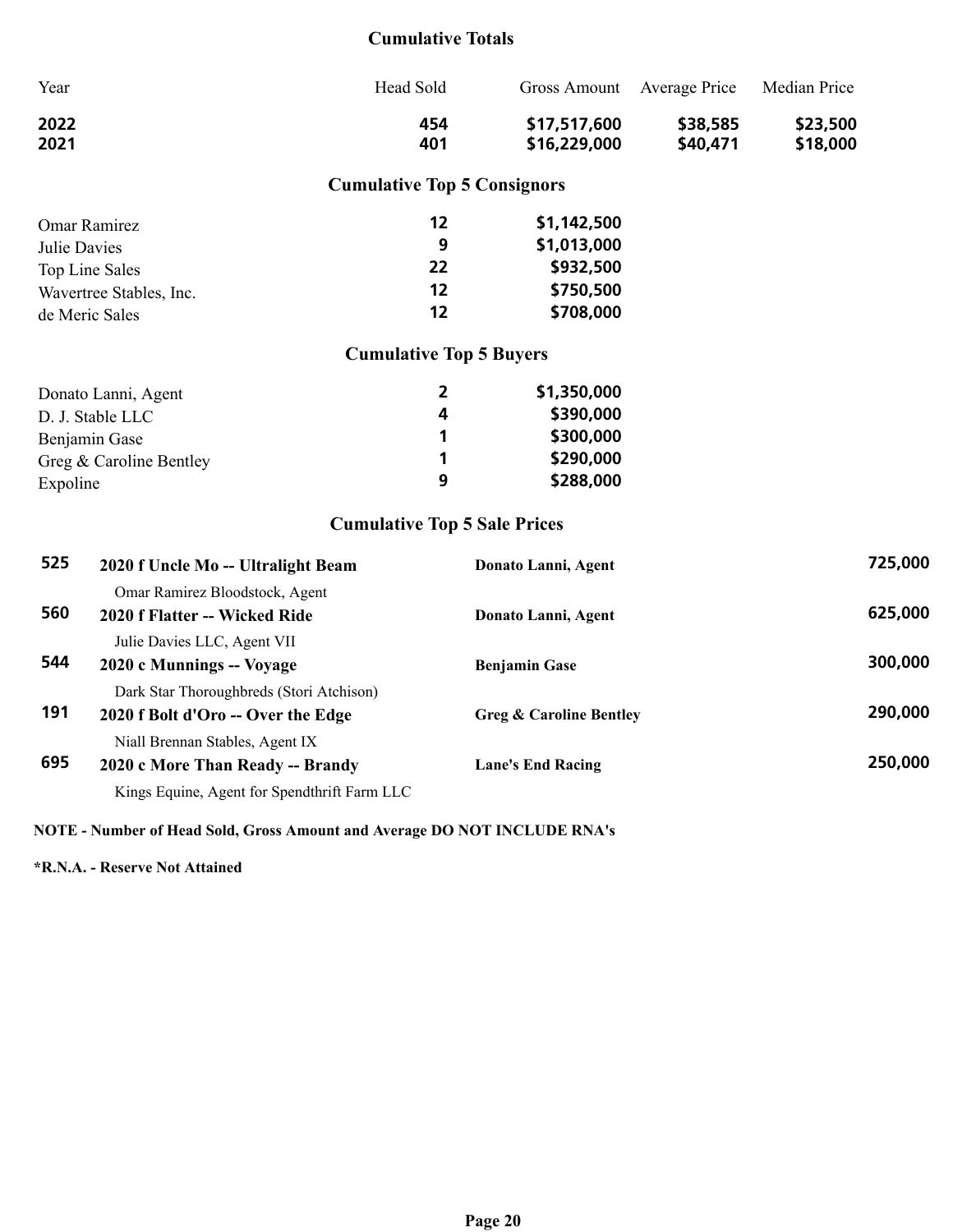## Cumulative Totals

| Year | Head Sold | Gross Amount | Average Price | Median Price |
|---|---|---|---|---|
| **2022** | **454** | **$17,517,600** | **$38,585** | **$23,500** |
| **2021** | **401** | **$16,229,000** | **$40,471** | **$18,000** |

## Cumulative Top 5 Consignors

| | | |
|---|---|---|
| Omar Ramirez | **12** | **$1,142,500** |
| Julie Davies | **9** | **$1,013,000** |
| Top Line Sales | **22** | **$932,500** |
| Wavertree Stables, Inc. | **12** | **$750,500** |
| de Meric Sales | **12** | **$708,000** |

## Cumulative Top 5 Buyers

| | | |
|---|---|---|
| Donato Lanni, Agent | **2** | **$1,350,000** |
| D. J. Stable LLC | **4** | **$390,000** |
| Benjamin Gase | **1** | **$300,000** |
| Greg & Caroline Bentley | **1** | **$290,000** |
| Expoline | **9** | **$288,000** |

## Cumulative Top 5 Sale Prices

| | | | |
|---|---|---|---|
| **525** | **2020 f Uncle Mo -- Ultralight Beam**<br>Omar Ramirez Bloodstock, Agent | **Donato Lanni, Agent** | **725,000** |
| **560** | **2020 f Flatter -- Wicked Ride**<br>Julie Davies LLC, Agent VII | **Donato Lanni, Agent** | **625,000** |
| **544** | **2020 c Munnings -- Voyage**<br>Dark Star Thoroughbreds (Stori Atchison) | **Benjamin Gase** | **300,000** |
| **191** | **2020 f Bolt d'Oro -- Over the Edge**<br>Niall Brennan Stables, Agent IX | **Greg & Caroline Bentley** | **290,000** |
| **695** | **2020 c More Than Ready -- Brandy**<br>Kings Equine, Agent for Spendthrift Farm LLC | **Lane's End Racing** | **250,000** |

**NOTE - Number of Head Sold, Gross Amount and Average DO NOT INCLUDE RNA's**

**\*R.N.A. - Reserve Not Attained**